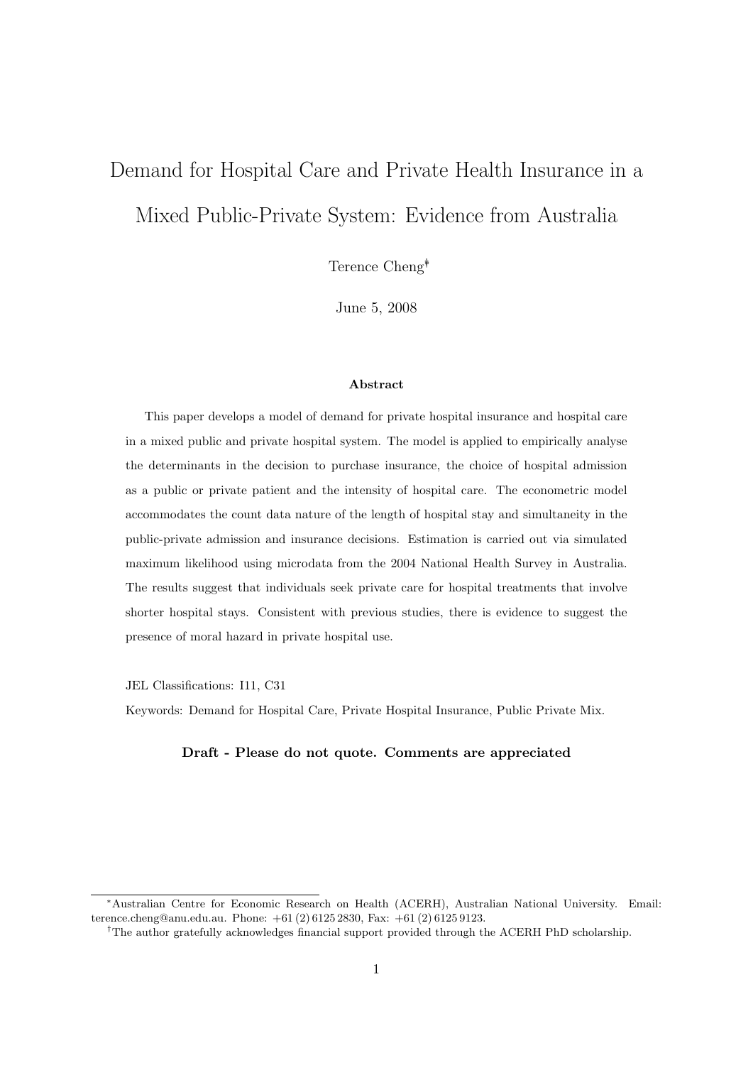# Demand for Hospital Care and Private Health Insurance in a Mixed Public-Private System: Evidence from Australia

Terence Cheng[*][†]

June 5, 2008

### Abstract

This paper develops a model of demand for private hospital insurance and hospital care in a mixed public and private hospital system. The model is applied to empirically analyse the determinants in the decision to purchase insurance, the choice of hospital admission as a public or private patient and the intensity of hospital care. The econometric model accommodates the count data nature of the length of hospital stay and simultaneity in the public-private admission and insurance decisions. Estimation is carried out via simulated maximum likelihood using microdata from the 2004 National Health Survey in Australia. The results suggest that individuals seek private care for hospital treatments that involve shorter hospital stays. Consistent with previous studies, there is evidence to suggest the presence of moral hazard in private hospital use.

JEL Classifications: I11, C31

Keywords: Demand for Hospital Care, Private Hospital Insurance, Public Private Mix.

**Draft - Please do not quote. Comments are appreciated**

---

[*] Australian Centre for Economic Research on Health (ACERH), Australian National University. Email: terence.cheng@anu.edu.au. Phone: +61 (2) 6125 2830, Fax: +61 (2) 6125 9123.

[†] The author gratefully acknowledges financial support provided through the ACERH PhD scholarship.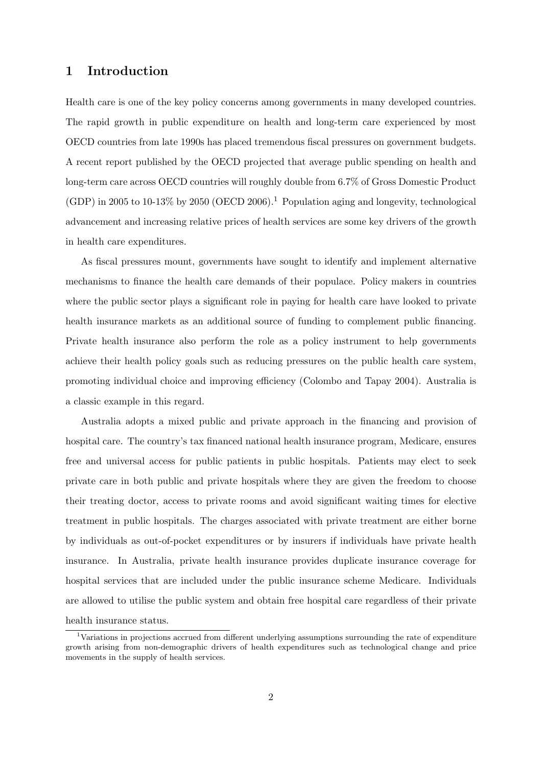# 1 Introduction

Health care is one of the key policy concerns among governments in many developed countries. The rapid growth in public expenditure on health and long-term care experienced by most OECD countries from late 1990s has placed tremendous fiscal pressures on government budgets. A recent report published by the OECD projected that average public spending on health and long-term care across OECD countries will roughly double from 6.7% of Gross Domestic Product (GDP) in 2005 to 10-13% by 2050 (OECD 2006).[1] Population aging and longevity, technological advancement and increasing relative prices of health services are some key drivers of the growth in health care expenditures.

As fiscal pressures mount, governments have sought to identify and implement alternative mechanisms to finance the health care demands of their populace. Policy makers in countries where the public sector plays a significant role in paying for health care have looked to private health insurance markets as an additional source of funding to complement public financing. Private health insurance also perform the role as a policy instrument to help governments achieve their health policy goals such as reducing pressures on the public health care system, promoting individual choice and improving efficiency (Colombo and Tapay 2004). Australia is a classic example in this regard.

Australia adopts a mixed public and private approach in the financing and provision of hospital care. The country's tax financed national health insurance program, Medicare, ensures free and universal access for public patients in public hospitals. Patients may elect to seek private care in both public and private hospitals where they are given the freedom to choose their treating doctor, access to private rooms and avoid significant waiting times for elective treatment in public hospitals. The charges associated with private treatment are either borne by individuals as out-of-pocket expenditures or by insurers if individuals have private health insurance. In Australia, private health insurance provides duplicate insurance coverage for hospital services that are included under the public insurance scheme Medicare. Individuals are allowed to utilise the public system and obtain free hospital care regardless of their private health insurance status.

[1] Variations in projections accrued from different underlying assumptions surrounding the rate of expenditure growth arising from non-demographic drivers of health expenditures such as technological change and price movements in the supply of health services.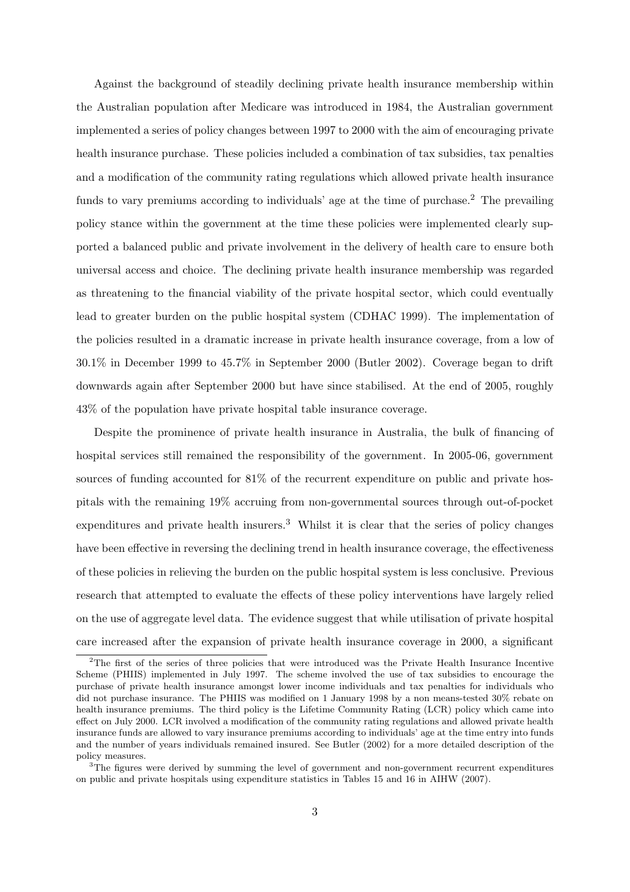Against the background of steadily declining private health insurance membership within the Australian population after Medicare was introduced in 1984, the Australian government implemented a series of policy changes between 1997 to 2000 with the aim of encouraging private health insurance purchase. These policies included a combination of tax subsidies, tax penalties and a modification of the community rating regulations which allowed private health insurance funds to vary premiums according to individuals' age at the time of purchase.[2] The prevailing policy stance within the government at the time these policies were implemented clearly supported a balanced public and private involvement in the delivery of health care to ensure both universal access and choice. The declining private health insurance membership was regarded as threatening to the financial viability of the private hospital sector, which could eventually lead to greater burden on the public hospital system (CDHAC 1999). The implementation of the policies resulted in a dramatic increase in private health insurance coverage, from a low of 30.1% in December 1999 to 45.7% in September 2000 (Butler 2002). Coverage began to drift downwards again after September 2000 but have since stabilised. At the end of 2005, roughly 43% of the population have private hospital table insurance coverage.

Despite the prominence of private health insurance in Australia, the bulk of financing of hospital services still remained the responsibility of the government. In 2005-06, government sources of funding accounted for 81% of the recurrent expenditure on public and private hospitals with the remaining 19% accruing from non-governmental sources through out-of-pocket expenditures and private health insurers.[3] Whilst it is clear that the series of policy changes have been effective in reversing the declining trend in health insurance coverage, the effectiveness of these policies in relieving the burden on the public hospital system is less conclusive. Previous research that attempted to evaluate the effects of these policy interventions have largely relied on the use of aggregate level data. The evidence suggest that while utilisation of private hospital care increased after the expansion of private health insurance coverage in 2000, a significant

[2]The first of the series of three policies that were introduced was the Private Health Insurance Incentive Scheme (PHIIS) implemented in July 1997. The scheme involved the use of tax subsidies to encourage the purchase of private health insurance amongst lower income individuals and tax penalties for individuals who did not purchase insurance. The PHIIS was modified on 1 January 1998 by a non means-tested 30% rebate on health insurance premiums. The third policy is the Lifetime Community Rating (LCR) policy which came into effect on July 2000. LCR involved a modification of the community rating regulations and allowed private health insurance funds are allowed to vary insurance premiums according to individuals' age at the time entry into funds and the number of years individuals remained insured. See Butler (2002) for a more detailed description of the policy measures.

[3]The figures were derived by summing the level of government and non-government recurrent expenditures on public and private hospitals using expenditure statistics in Tables 15 and 16 in AIHW (2007).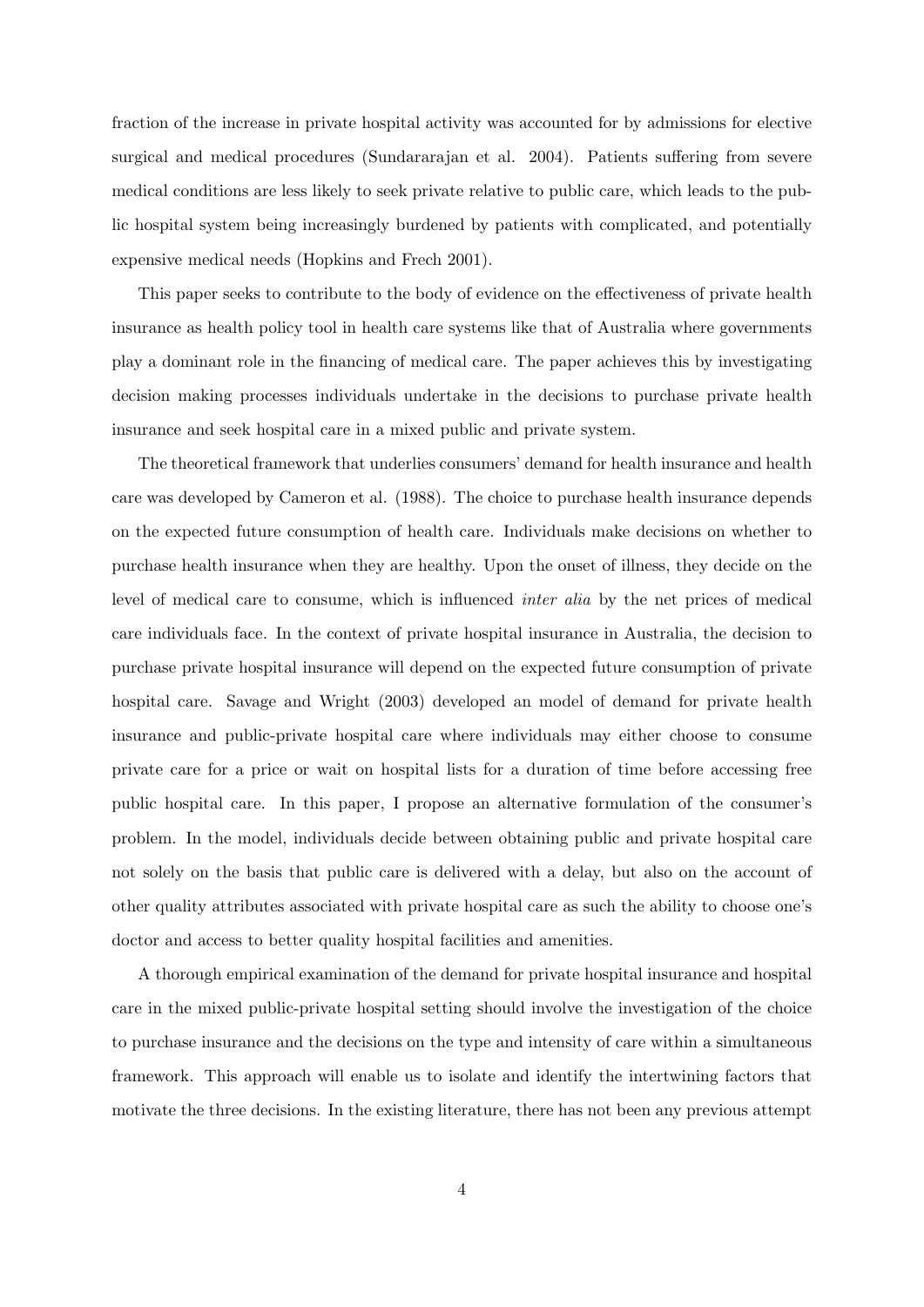fraction of the increase in private hospital activity was accounted for by admissions for elective surgical and medical procedures (Sundararajan et al. 2004). Patients suffering from severe medical conditions are less likely to seek private relative to public care, which leads to the public hospital system being increasingly burdened by patients with complicated, and potentially expensive medical needs (Hopkins and Frech 2001).

This paper seeks to contribute to the body of evidence on the effectiveness of private health insurance as health policy tool in health care systems like that of Australia where governments play a dominant role in the financing of medical care. The paper achieves this by investigating decision making processes individuals undertake in the decisions to purchase private health insurance and seek hospital care in a mixed public and private system.

The theoretical framework that underlies consumers' demand for health insurance and health care was developed by Cameron et al. (1988). The choice to purchase health insurance depends on the expected future consumption of health care. Individuals make decisions on whether to purchase health insurance when they are healthy. Upon the onset of illness, they decide on the level of medical care to consume, which is influenced *inter alia* by the net prices of medical care individuals face. In the context of private hospital insurance in Australia, the decision to purchase private hospital insurance will depend on the expected future consumption of private hospital care. Savage and Wright (2003) developed an model of demand for private health insurance and public-private hospital care where individuals may either choose to consume private care for a price or wait on hospital lists for a duration of time before accessing free public hospital care. In this paper, I propose an alternative formulation of the consumer's problem. In the model, individuals decide between obtaining public and private hospital care not solely on the basis that public care is delivered with a delay, but also on the account of other quality attributes associated with private hospital care as such the ability to choose one's doctor and access to better quality hospital facilities and amenities.

A thorough empirical examination of the demand for private hospital insurance and hospital care in the mixed public-private hospital setting should involve the investigation of the choice to purchase insurance and the decisions on the type and intensity of care within a simultaneous framework. This approach will enable us to isolate and identify the intertwining factors that motivate the three decisions. In the existing literature, there has not been any previous attempt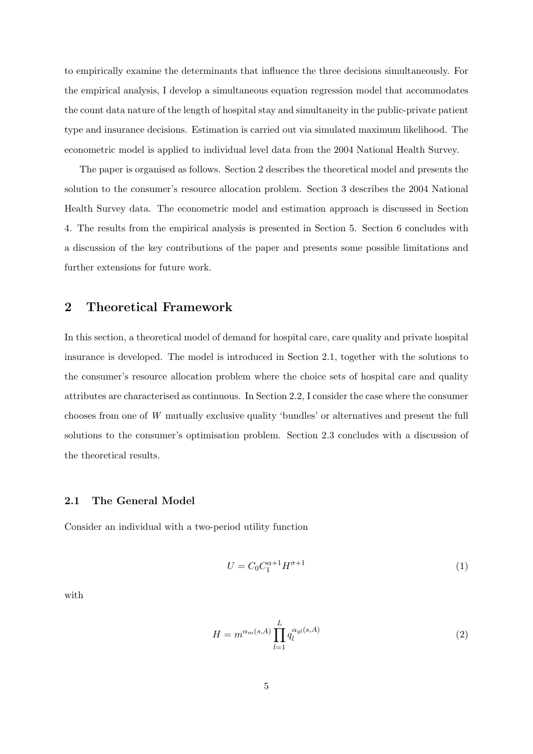to empirically examine the determinants that influence the three decisions simultaneously. For the empirical analysis, I develop a simultaneous equation regression model that accommodates the count data nature of the length of hospital stay and simultaneity in the public-private patient type and insurance decisions. Estimation is carried out via simulated maximum likelihood. The econometric model is applied to individual level data from the 2004 National Health Survey.

The paper is organised as follows. Section 2 describes the theoretical model and presents the solution to the consumer's resource allocation problem. Section 3 describes the 2004 National Health Survey data. The econometric model and estimation approach is discussed in Section 4. The results from the empirical analysis is presented in Section 5. Section 6 concludes with a discussion of the key contributions of the paper and presents some possible limitations and further extensions for future work.

## 2 Theoretical Framework

In this section, a theoretical model of demand for hospital care, care quality and private hospital insurance is developed. The model is introduced in Section 2.1, together with the solutions to the consumer's resource allocation problem where the choice sets of hospital care and quality attributes are characterised as continuous. In Section 2.2, I consider the case where the consumer chooses from one of $W$ mutually exclusive quality 'bundles' or alternatives and present the full solutions to the consumer's optimisation problem. Section 2.3 concludes with a discussion of the theoretical results.

### 2.1 The General Model

Consider an individual with a two-period utility function

$$U = C_0 C_1^{\alpha+1} H^{\sigma+1} \tag{1}$$

with

$$H = m^{\alpha_m(s,A)} \prod_{l=1}^{L} q_l^{\alpha_{ql}(s,A)} \tag{2}$$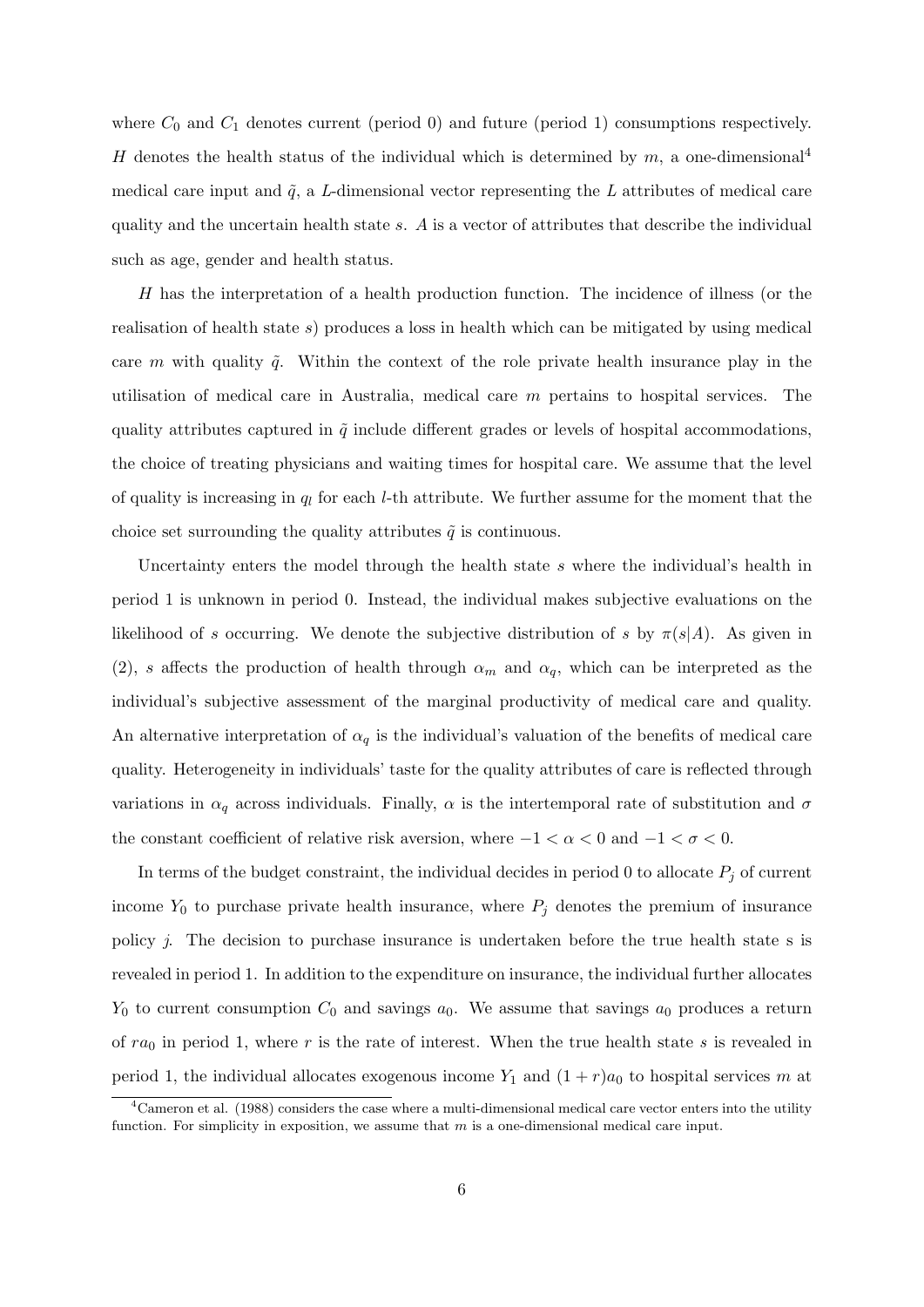where $C_0$ and $C_1$ denotes current (period 0) and future (period 1) consumptions respectively. $H$ denotes the health status of the individual which is determined by $m$, a one-dimensional[4] medical care input and $\tilde{q}$, a $L$-dimensional vector representing the $L$ attributes of medical care quality and the uncertain health state $s$. $A$ is a vector of attributes that describe the individual such as age, gender and health status.

$H$ has the interpretation of a health production function. The incidence of illness (or the realisation of health state $s$) produces a loss in health which can be mitigated by using medical care $m$ with quality $\tilde{q}$. Within the context of the role private health insurance play in the utilisation of medical care in Australia, medical care $m$ pertains to hospital services. The quality attributes captured in $\tilde{q}$ include different grades or levels of hospital accommodations, the choice of treating physicians and waiting times for hospital care. We assume that the level of quality is increasing in $q_l$ for each $l$-th attribute. We further assume for the moment that the choice set surrounding the quality attributes $\tilde{q}$ is continuous.

Uncertainty enters the model through the health state $s$ where the individual's health in period 1 is unknown in period 0. Instead, the individual makes subjective evaluations on the likelihood of $s$ occurring. We denote the subjective distribution of $s$ by $\pi(s|A)$. As given in (2), $s$ affects the production of health through $\alpha_m$ and $\alpha_q$, which can be interpreted as the individual's subjective assessment of the marginal productivity of medical care and quality. An alternative interpretation of $\alpha_q$ is the individual's valuation of the benefits of medical care quality. Heterogeneity in individuals' taste for the quality attributes of care is reflected through variations in $\alpha_q$ across individuals. Finally, $\alpha$ is the intertemporal rate of substitution and $\sigma$ the constant coefficient of relative risk aversion, where $-1 < \alpha < 0$ and $-1 < \sigma < 0$.

In terms of the budget constraint, the individual decides in period 0 to allocate $P_j$ of current income $Y_0$ to purchase private health insurance, where $P_j$ denotes the premium of insurance policy $j$. The decision to purchase insurance is undertaken before the true health state s is revealed in period 1. In addition to the expenditure on insurance, the individual further allocates $Y_0$ to current consumption $C_0$ and savings $a_0$. We assume that savings $a_0$ produces a return of $ra_0$ in period 1, where $r$ is the rate of interest. When the true health state $s$ is revealed in period 1, the individual allocates exogenous income $Y_1$ and $(1 + r)a_0$ to hospital services $m$ at

[4] Cameron et al. (1988) considers the case where a multi-dimensional medical care vector enters into the utility function. For simplicity in exposition, we assume that $m$ is a one-dimensional medical care input.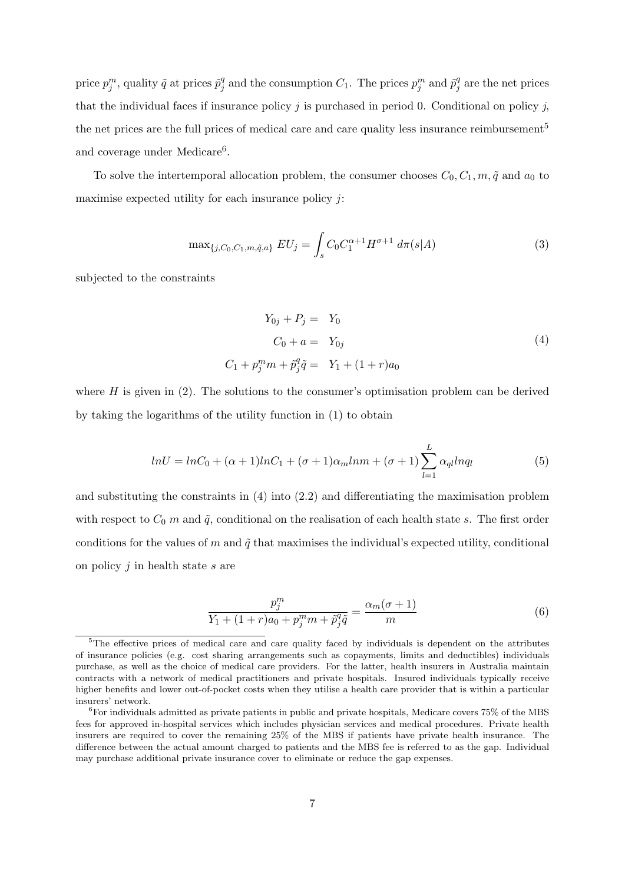price $p_j^m$, quality $\tilde{q}$ at prices $\tilde{p}_j^q$ and the consumption $C_1$. The prices $p_j^m$ and $\tilde{p}_j^q$ are the net prices that the individual faces if insurance policy $j$ is purchased in period 0. Conditional on policy $j$, the net prices are the full prices of medical care and care quality less insurance reimbursement[5] and coverage under Medicare[6].

To solve the intertemporal allocation problem, the consumer chooses $C_0, C_1, m, \tilde{q}$ and $a_0$ to maximise expected utility for each insurance policy $j$:

$$\max_{\{j, C_0, C_1, m, \tilde{q}, a\}} EU_j = \int_s C_0 C_1^{\alpha+1} H^{\sigma+1} \, d\pi(s|A) \tag{3}$$

subjected to the constraints

$$\begin{aligned} Y_{0j} + P_j = & \; Y_0 \\ C_0 + a = & \; Y_{0j} \\ C_1 + p_j^m m + \tilde{p}_j^q \tilde{q} = & \; Y_1 + (1+r)a_0 \end{aligned} \tag{4}$$

where $H$ is given in (2). The solutions to the consumer's optimisation problem can be derived by taking the logarithms of the utility function in (1) to obtain

$$lnU = lnC_0 + (\alpha+1)lnC_1 + (\sigma+1)\alpha_m lnm + (\sigma+1)\sum_{l=1}^{L} \alpha_{ql} lnq_l \tag{5}$$

and substituting the constraints in (4) into (2.2) and differentiating the maximisation problem with respect to $C_0$ $m$ and $\tilde{q}$, conditional on the realisation of each health state $s$. The first order conditions for the values of $m$ and $\tilde{q}$ that maximises the individual's expected utility, conditional on policy $j$ in health state $s$ are

$$\frac{p_j^m}{Y_1 + (1+r)a_0 + p_j^m m + \tilde{p}_j^q \tilde{q}} = \frac{\alpha_m(\sigma+1)}{m} \tag{6}$$

[5] The effective prices of medical care and care quality faced by individuals is dependent on the attributes of insurance policies (e.g. cost sharing arrangements such as copayments, limits and deductibles) individuals purchase, as well as the choice of medical care providers. For the latter, health insurers in Australia maintain contracts with a network of medical practitioners and private hospitals. Insured individuals typically receive higher benefits and lower out-of-pocket costs when they utilise a health care provider that is within a particular insurers' network.

[6] For individuals admitted as private patients in public and private hospitals, Medicare covers 75% of the MBS fees for approved in-hospital services which includes physician services and medical procedures. Private health insurers are required to cover the remaining 25% of the MBS if patients have private health insurance. The difference between the actual amount charged to patients and the MBS fee is referred to as the gap. Individual may purchase additional private insurance cover to eliminate or reduce the gap expenses.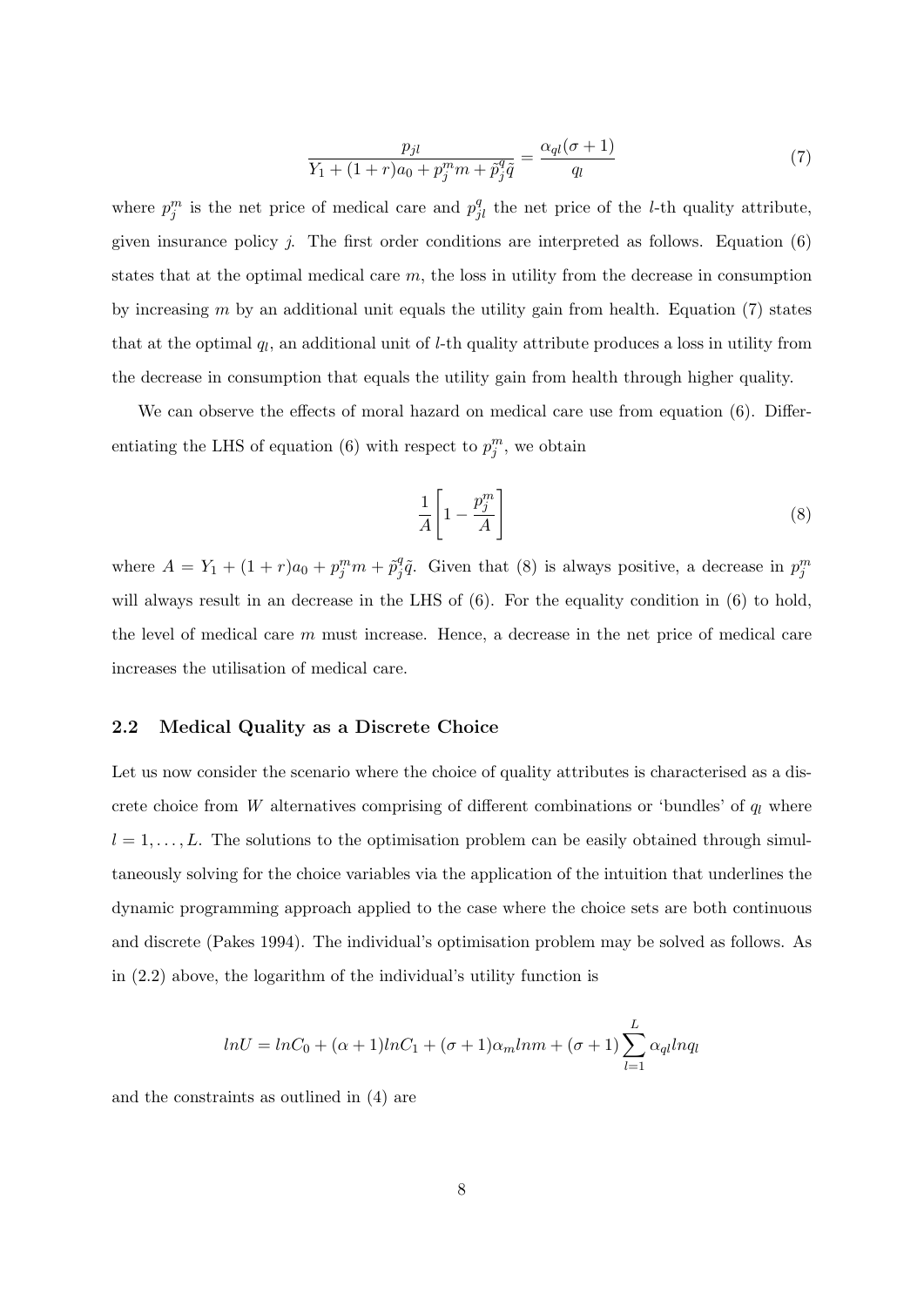$$\frac{p_{jl}}{Y_1 + (1+r)a_0 + p_j^m m + \tilde{p}_j^q \tilde{q}} = \frac{\alpha_{ql}(\sigma+1)}{q_l} \tag{7}$$

where $p_j^m$ is the net price of medical care and $p_{jl}^q$ the net price of the $l$-th quality attribute, given insurance policy $j$. The first order conditions are interpreted as follows. Equation (6) states that at the optimal medical care $m$, the loss in utility from the decrease in consumption by increasing $m$ by an additional unit equals the utility gain from health. Equation (7) states that at the optimal $q_l$, an additional unit of $l$-th quality attribute produces a loss in utility from the decrease in consumption that equals the utility gain from health through higher quality.

We can observe the effects of moral hazard on medical care use from equation (6). Differentiating the LHS of equation (6) with respect to $p_j^m$, we obtain

$$\frac{1}{A}\left[1 - \frac{p_j^m}{A}\right] \tag{8}$$

where $A = Y_1 + (1+r)a_0 + p_j^m m + \tilde{p}_j^q \tilde{q}$. Given that (8) is always positive, a decrease in $p_j^m$ will always result in an decrease in the LHS of (6). For the equality condition in (6) to hold, the level of medical care $m$ must increase. Hence, a decrease in the net price of medical care increases the utilisation of medical care.

### 2.2 Medical Quality as a Discrete Choice

Let us now consider the scenario where the choice of quality attributes is characterised as a discrete choice from $W$ alternatives comprising of different combinations or 'bundles' of $q_l$ where $l = 1, \ldots, L$. The solutions to the optimisation problem can be easily obtained through simultaneously solving for the choice variables via the application of the intuition that underlines the dynamic programming approach applied to the case where the choice sets are both continuous and discrete (Pakes 1994). The individual's optimisation problem may be solved as follows. As in (2.2) above, the logarithm of the individual's utility function is

$$lnU = lnC_0 + (\alpha+1)lnC_1 + (\sigma+1)\alpha_m lnm + (\sigma+1)\sum_{l=1}^{L} \alpha_{ql} lnq_l$$

and the constraints as outlined in (4) are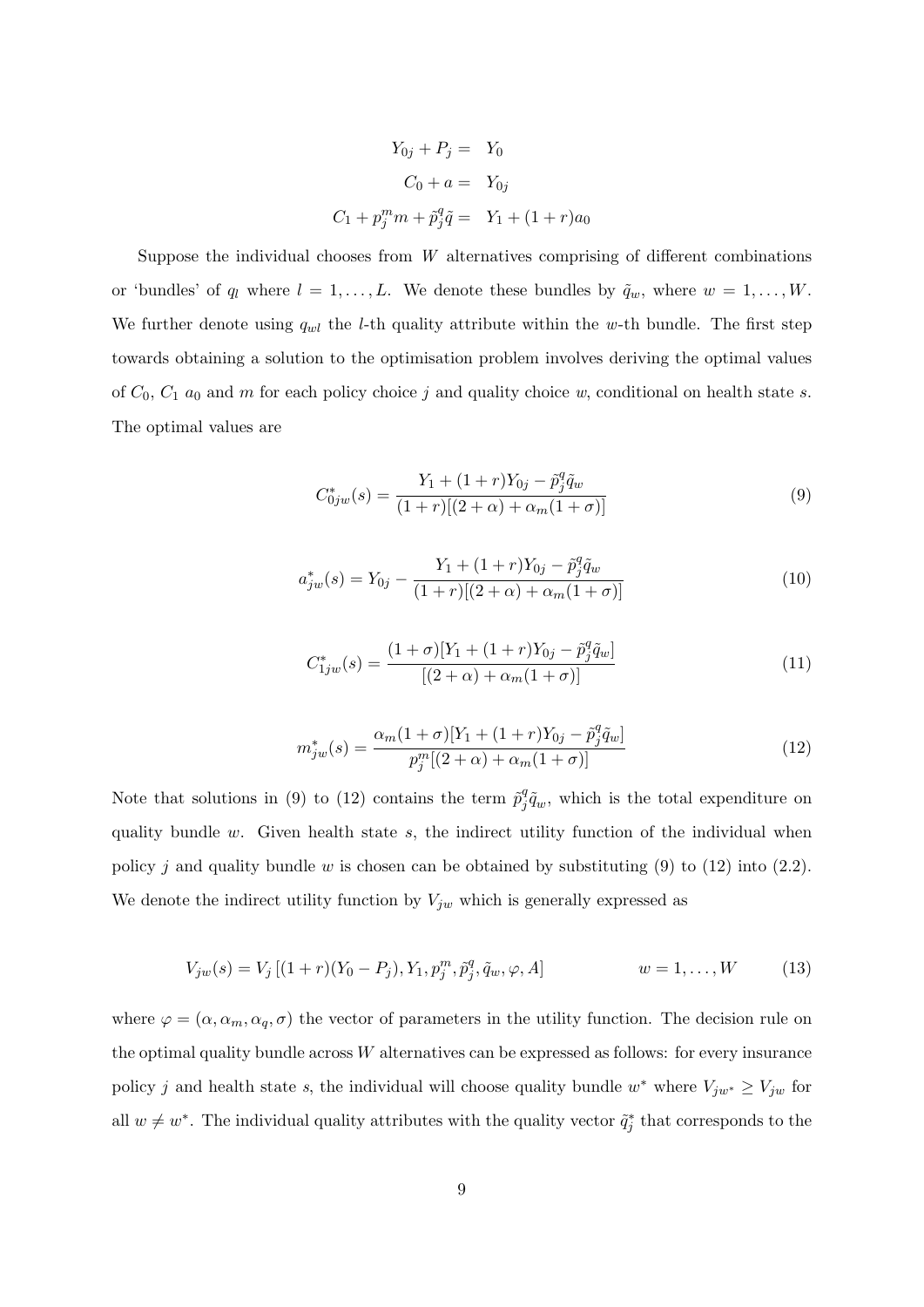$$
\begin{aligned}
Y_{0j} + P_j =& \; Y_0 \\
C_0 + a =& \; Y_{0j} \\
C_1 + p_j^m m + \tilde{p}_j^q \tilde{q} =& \; Y_1 + (1+r)a_0
\end{aligned}
$$

Suppose the individual chooses from $W$ alternatives comprising of different combinations or 'bundles' of $q_l$ where $l = 1, \ldots, L$. We denote these bundles by $\tilde{q}_w$, where $w = 1, \ldots, W$. We further denote using $q_{wl}$ the $l$-th quality attribute within the $w$-th bundle. The first step towards obtaining a solution to the optimisation problem involves deriving the optimal values of $C_0$, $C_1$ $a_0$ and $m$ for each policy choice $j$ and quality choice $w$, conditional on health state $s$. The optimal values are

$$
C^*_{0jw}(s) = \frac{Y_1 + (1+r)Y_{0j} - \tilde{p}_j^q \tilde{q}_w}{(1+r)[(2+\alpha) + \alpha_m(1+\sigma)]} \tag{9}
$$

$$
a^*_{jw}(s) = Y_{0j} - \frac{Y_1 + (1+r)Y_{0j} - \tilde{p}_j^q \tilde{q}_w}{(1+r)[(2+\alpha) + \alpha_m(1+\sigma)]} \tag{10}
$$

$$
C^*_{1jw}(s) = \frac{(1+\sigma)[Y_1 + (1+r)Y_{0j} - \tilde{p}_j^q \tilde{q}_w]}{[(2+\alpha) + \alpha_m(1+\sigma)]} \tag{11}
$$

$$
m^*_{jw}(s) = \frac{\alpha_m(1+\sigma)[Y_1 + (1+r)Y_{0j} - \tilde{p}_j^q \tilde{q}_w]}{p_j^m[(2+\alpha) + \alpha_m(1+\sigma)]} \tag{12}
$$

Note that solutions in (9) to (12) contains the term $\tilde{p}_j^q \tilde{q}_w$, which is the total expenditure on quality bundle $w$. Given health state $s$, the indirect utility function of the individual when policy $j$ and quality bundle $w$ is chosen can be obtained by substituting (9) to (12) into (2.2). We denote the indirect utility function by $V_{jw}$ which is generally expressed as

$$
V_{jw}(s) = V_j\left[(1+r)(Y_0 - P_j), Y_1, p_j^m, \tilde{p}_j^q, \tilde{q}_w, \varphi, A\right] \qquad\qquad w = 1, \ldots, W \tag{13}
$$

where $\varphi = (\alpha, \alpha_m, \alpha_q, \sigma)$ the vector of parameters in the utility function. The decision rule on the optimal quality bundle across $W$ alternatives can be expressed as follows: for every insurance policy $j$ and health state $s$, the individual will choose quality bundle $w^*$ where $V_{jw^*} \geq V_{jw}$ for all $w \neq w^*$. The individual quality attributes with the quality vector $\tilde{q}_j^*$ that corresponds to the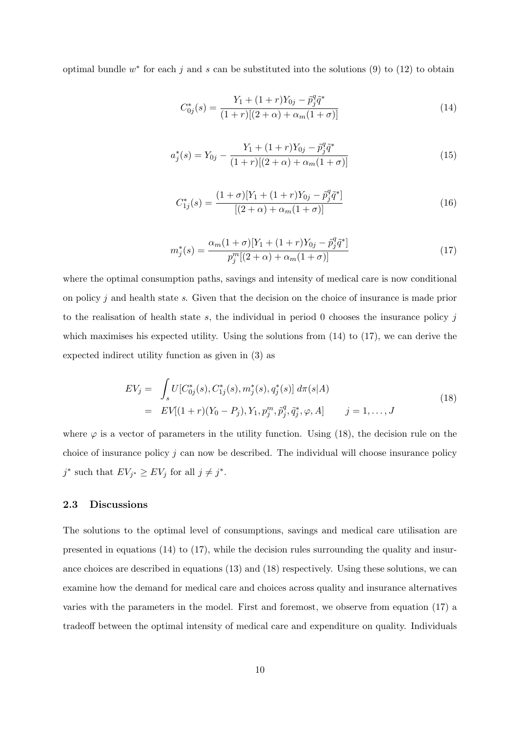optimal bundle $w^*$ for each $j$ and $s$ can be substituted into the solutions (9) to (12) to obtain

$$C_{0j}^*(s) = \frac{Y_1 + (1+r)Y_{0j} - \tilde{p}_j^q \tilde{q}^*}{(1+r)[(2+\alpha) + \alpha_m(1+\sigma)]} \tag{14}$$

$$a_j^*(s) = Y_{0j} - \frac{Y_1 + (1+r)Y_{0j} - \tilde{p}_j^q \tilde{q}^*}{(1+r)[(2+\alpha) + \alpha_m(1+\sigma)]} \tag{15}$$

$$C_{1j}^*(s) = \frac{(1+\sigma)[Y_1 + (1+r)Y_{0j} - \tilde{p}_j^q \tilde{q}^*]}{[(2+\alpha) + \alpha_m(1+\sigma)]} \tag{16}$$

$$m_j^*(s) = \frac{\alpha_m(1+\sigma)[Y_1 + (1+r)Y_{0j} - \tilde{p}_j^q \tilde{q}^*]}{p_j^m[(2+\alpha) + \alpha_m(1+\sigma)]} \tag{17}$$

where the optimal consumption paths, savings and intensity of medical care is now conditional on policy $j$ and health state $s$. Given that the decision on the choice of insurance is made prior to the realisation of health state $s$, the individual in period 0 chooses the insurance policy $j$ which maximises his expected utility. Using the solutions from (14) to (17), we can derive the expected indirect utility function as given in (3) as

$$\begin{aligned} EV_j = & \int_s U[C_{0j}^*(s), C_{1j}^*(s), m_j^*(s), q_j^*(s)] \, d\pi(s|A) \\ = & \; EV[(1+r)(Y_0 - P_j), Y_1, p_j^m, \tilde{p}_j^q, \tilde{q}_j^*, \varphi, A] \qquad j = 1, \ldots, J \end{aligned} \tag{18}$$

where $\varphi$ is a vector of parameters in the utility function. Using (18), the decision rule on the choice of insurance policy $j$ can now be described. The individual will choose insurance policy $j^*$ such that $EV_{j^*} \geq EV_j$ for all $j \neq j^*$.

### 2.3 Discussions

The solutions to the optimal level of consumptions, savings and medical care utilisation are presented in equations (14) to (17), while the decision rules surrounding the quality and insurance choices are described in equations (13) and (18) respectively. Using these solutions, we can examine how the demand for medical care and choices across quality and insurance alternatives varies with the parameters in the model. First and foremost, we observe from equation (17) a tradeoff between the optimal intensity of medical care and expenditure on quality. Individuals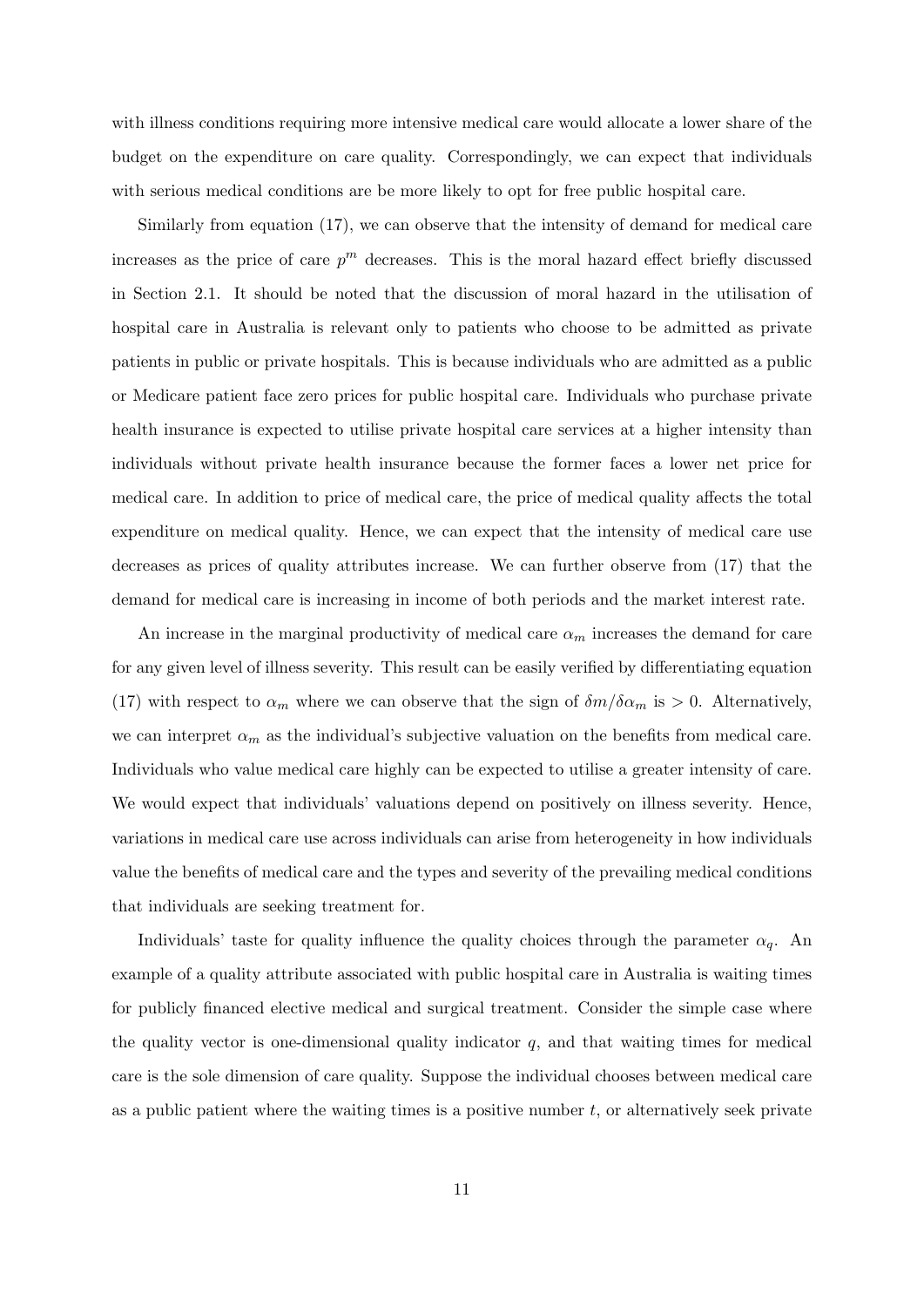with illness conditions requiring more intensive medical care would allocate a lower share of the budget on the expenditure on care quality. Correspondingly, we can expect that individuals with serious medical conditions are be more likely to opt for free public hospital care.

Similarly from equation (17), we can observe that the intensity of demand for medical care increases as the price of care $p^m$ decreases. This is the moral hazard effect briefly discussed in Section 2.1. It should be noted that the discussion of moral hazard in the utilisation of hospital care in Australia is relevant only to patients who choose to be admitted as private patients in public or private hospitals. This is because individuals who are admitted as a public or Medicare patient face zero prices for public hospital care. Individuals who purchase private health insurance is expected to utilise private hospital care services at a higher intensity than individuals without private health insurance because the former faces a lower net price for medical care. In addition to price of medical care, the price of medical quality affects the total expenditure on medical quality. Hence, we can expect that the intensity of medical care use decreases as prices of quality attributes increase. We can further observe from (17) that the demand for medical care is increasing in income of both periods and the market interest rate.

An increase in the marginal productivity of medical care $\alpha_m$ increases the demand for care for any given level of illness severity. This result can be easily verified by differentiating equation (17) with respect to $\alpha_m$ where we can observe that the sign of $\delta m/\delta\alpha_m$ is $> 0$. Alternatively, we can interpret $\alpha_m$ as the individual's subjective valuation on the benefits from medical care. Individuals who value medical care highly can be expected to utilise a greater intensity of care. We would expect that individuals' valuations depend on positively on illness severity. Hence, variations in medical care use across individuals can arise from heterogeneity in how individuals value the benefits of medical care and the types and severity of the prevailing medical conditions that individuals are seeking treatment for.

Individuals' taste for quality influence the quality choices through the parameter $\alpha_q$. An example of a quality attribute associated with public hospital care in Australia is waiting times for publicly financed elective medical and surgical treatment. Consider the simple case where the quality vector is one-dimensional quality indicator $q$, and that waiting times for medical care is the sole dimension of care quality. Suppose the individual chooses between medical care as a public patient where the waiting times is a positive number $t$, or alternatively seek private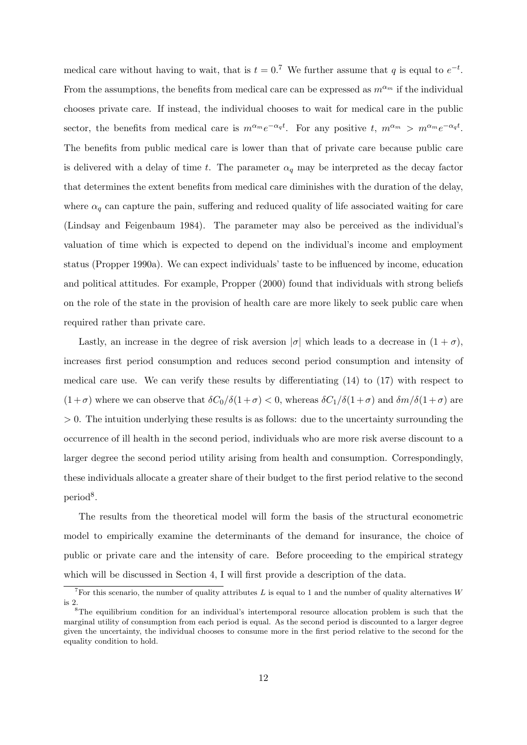medical care without having to wait, that is $t = 0$.[7] We further assume that $q$ is equal to $e^{-t}$. From the assumptions, the benefits from medical care can be expressed as $m^{\alpha_m}$ if the individual chooses private care. If instead, the individual chooses to wait for medical care in the public sector, the benefits from medical care is $m^{\alpha_m} e^{-\alpha_q t}$. For any positive $t$, $m^{\alpha_m} > m^{\alpha_m} e^{-\alpha_q t}$. The benefits from public medical care is lower than that of private care because public care is delivered with a delay of time $t$. The parameter $\alpha_q$ may be interpreted as the decay factor that determines the extent benefits from medical care diminishes with the duration of the delay, where $\alpha_q$ can capture the pain, suffering and reduced quality of life associated waiting for care (Lindsay and Feigenbaum 1984). The parameter may also be perceived as the individual's valuation of time which is expected to depend on the individual's income and employment status (Propper 1990a). We can expect individuals' taste to be influenced by income, education and political attitudes. For example, Propper (2000) found that individuals with strong beliefs on the role of the state in the provision of health care are more likely to seek public care when required rather than private care.

Lastly, an increase in the degree of risk aversion $|\sigma|$ which leads to a decrease in $(1 + \sigma)$, increases first period consumption and reduces second period consumption and intensity of medical care use. We can verify these results by differentiating (14) to (17) with respect to $(1+\sigma)$ where we can observe that $\delta C_0/\delta(1+\sigma) < 0$, whereas $\delta C_1/\delta(1+\sigma)$ and $\delta m/\delta(1+\sigma)$ are $> 0$. The intuition underlying these results is as follows: due to the uncertainty surrounding the occurrence of ill health in the second period, individuals who are more risk averse discount to a larger degree the second period utility arising from health and consumption. Correspondingly, these individuals allocate a greater share of their budget to the first period relative to the second period[8].

The results from the theoretical model will form the basis of the structural econometric model to empirically examine the determinants of the demand for insurance, the choice of public or private care and the intensity of care. Before proceeding to the empirical strategy which will be discussed in Section 4, I will first provide a description of the data.

[7] For this scenario, the number of quality attributes $L$ is equal to 1 and the number of quality alternatives $W$ is 2.

[8] The equilibrium condition for an individual's intertemporal resource allocation problem is such that the marginal utility of consumption from each period is equal. As the second period is discounted to a larger degree given the uncertainty, the individual chooses to consume more in the first period relative to the second for the equality condition to hold.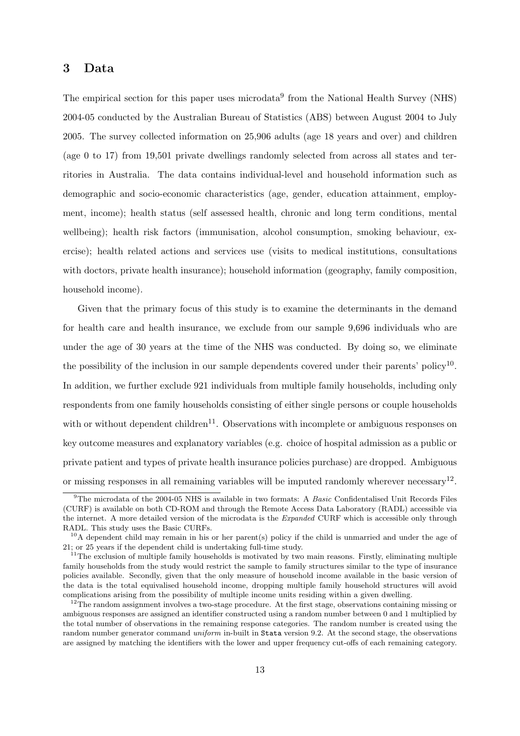## 3 Data

The empirical section for this paper uses microdata[9] from the National Health Survey (NHS) 2004-05 conducted by the Australian Bureau of Statistics (ABS) between August 2004 to July 2005. The survey collected information on 25,906 adults (age 18 years and over) and children (age 0 to 17) from 19,501 private dwellings randomly selected from across all states and territories in Australia. The data contains individual-level and household information such as demographic and socio-economic characteristics (age, gender, education attainment, employment, income); health status (self assessed health, chronic and long term conditions, mental wellbeing); health risk factors (immunisation, alcohol consumption, smoking behaviour, exercise); health related actions and services use (visits to medical institutions, consultations with doctors, private health insurance); household information (geography, family composition, household income).

Given that the primary focus of this study is to examine the determinants in the demand for health care and health insurance, we exclude from our sample 9,696 individuals who are under the age of 30 years at the time of the NHS was conducted. By doing so, we eliminate the possibility of the inclusion in our sample dependents covered under their parents' policy[10]. In addition, we further exclude 921 individuals from multiple family households, including only respondents from one family households consisting of either single persons or couple households with or without dependent children[11]. Observations with incomplete or ambiguous responses on key outcome measures and explanatory variables (e.g. choice of hospital admission as a public or private patient and types of private health insurance policies purchase) are dropped. Ambiguous or missing responses in all remaining variables will be imputed randomly wherever necessary[12].

[9] The microdata of the 2004-05 NHS is available in two formats: A *Basic* Confidentalised Unit Records Files (CURF) is available on both CD-ROM and through the Remote Access Data Laboratory (RADL) accessible via the internet. A more detailed version of the microdata is the *Expanded* CURF which is accessible only through RADL. This study uses the Basic CURFs.

[10] A dependent child may remain in his or her parent(s) policy if the child is unmarried and under the age of 21; or 25 years if the dependent child is undertaking full-time study.

[11] The exclusion of multiple family households is motivated by two main reasons. Firstly, eliminating multiple family households from the study would restrict the sample to family structures similar to the type of insurance policies available. Secondly, given that the only measure of household income available in the basic version of the data is the total equivalised household income, dropping multiple family household structures will avoid complications arising from the possibility of multiple income units residing within a given dwelling.

[12] The random assignment involves a two-stage procedure. At the first stage, observations containing missing or ambiguous responses are assigned an identifier constructed using a random number between 0 and 1 multiplied by the total number of observations in the remaining response categories. The random number is created using the random number generator command *uniform* in-built in `Stata` version 9.2. At the second stage, the observations are assigned by matching the identifiers with the lower and upper frequency cut-offs of each remaining category.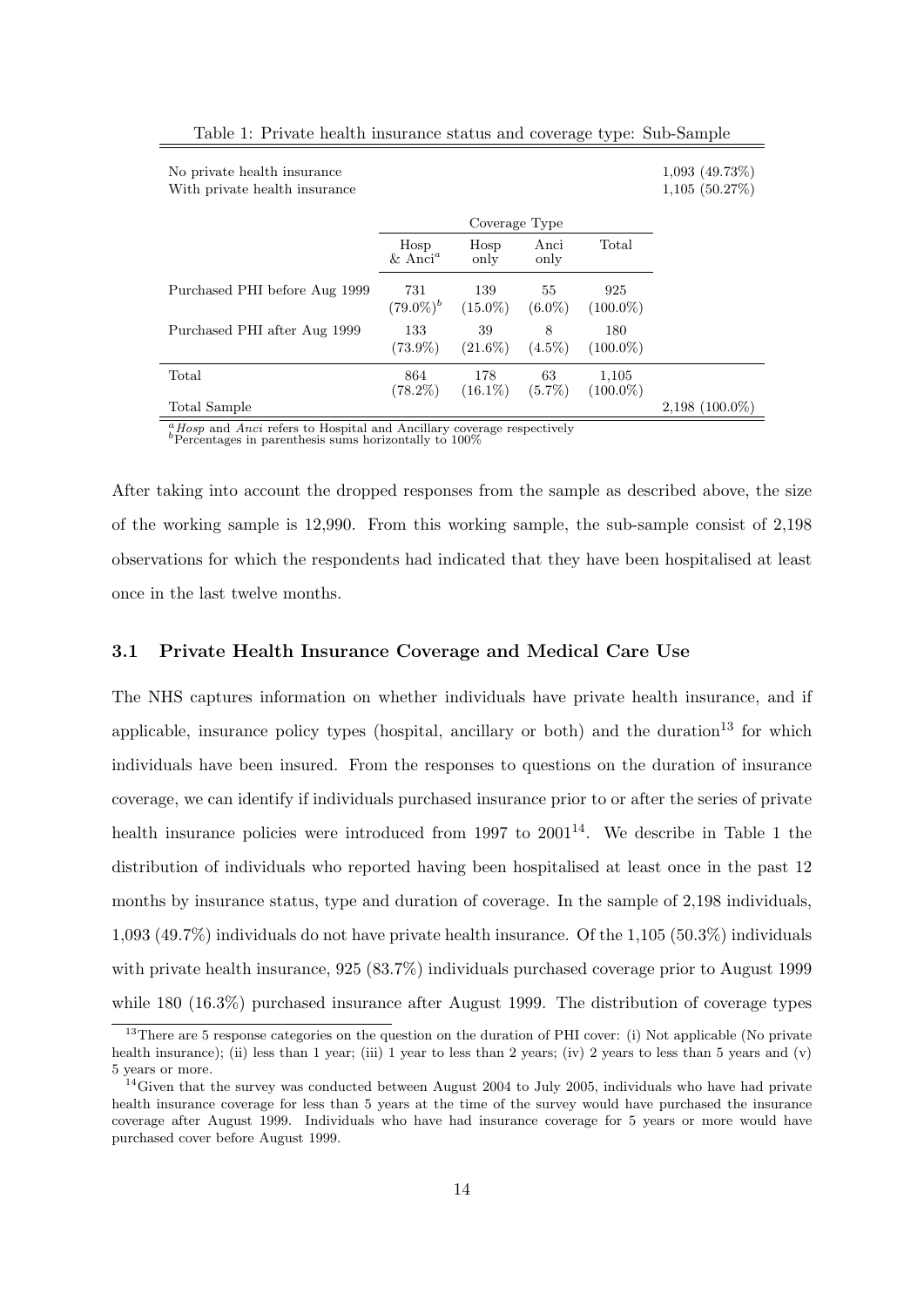Table 1: Private health insurance status and coverage type: Sub-Sample

| | Coverage Type | | | | |
|---|---|---|---|---|---|
| No private health insurance | | | | | 1,093 (49.73%) |
| With private health insurance | | | | | 1,105 (50.27%) |
| | Hosp & Anci[a] | Hosp only | Anci only | Total | |
| Purchased PHI before Aug 1999 | 731 (79.0%)[b] | 139 (15.0%) | 55 (6.0%) | 925 (100.0%) | |
| Purchased PHI after Aug 1999 | 133 (73.9%) | 39 (21.6%) | 8 (4.5%) | 180 (100.0%) | |
| Total | 864 (78.2%) | 178 (16.1%) | 63 (5.7%) | 1,105 (100.0%) | |
| Total Sample | | | | | 2,198 (100.0%) |

[a] *Hosp* and *Anci* refers to Hospital and Ancillary coverage respectively
[b] Percentages in parenthesis sums horizontally to 100%

After taking into account the dropped responses from the sample as described above, the size of the working sample is 12,990. From this working sample, the sub-sample consist of 2,198 observations for which the respondents had indicated that they have been hospitalised at least once in the last twelve months.

### 3.1 Private Health Insurance Coverage and Medical Care Use

The NHS captures information on whether individuals have private health insurance, and if applicable, insurance policy types (hospital, ancillary or both) and the duration[13] for which individuals have been insured. From the responses to questions on the duration of insurance coverage, we can identify if individuals purchased insurance prior to or after the series of private health insurance policies were introduced from 1997 to 2001[14]. We describe in Table 1 the distribution of individuals who reported having been hospitalised at least once in the past 12 months by insurance status, type and duration of coverage. In the sample of 2,198 individuals, 1,093 (49.7%) individuals do not have private health insurance. Of the 1,105 (50.3%) individuals with private health insurance, 925 (83.7%) individuals purchased coverage prior to August 1999 while 180 (16.3%) purchased insurance after August 1999. The distribution of coverage types

[13] There are 5 response categories on the question on the duration of PHI cover: (i) Not applicable (No private health insurance); (ii) less than 1 year; (iii) 1 year to less than 2 years; (iv) 2 years to less than 5 years and (v) 5 years or more.

[14] Given that the survey was conducted between August 2004 to July 2005, individuals who have had private health insurance coverage for less than 5 years at the time of the survey would have purchased the insurance coverage after August 1999. Individuals who have had insurance coverage for 5 years or more would have purchased cover before August 1999.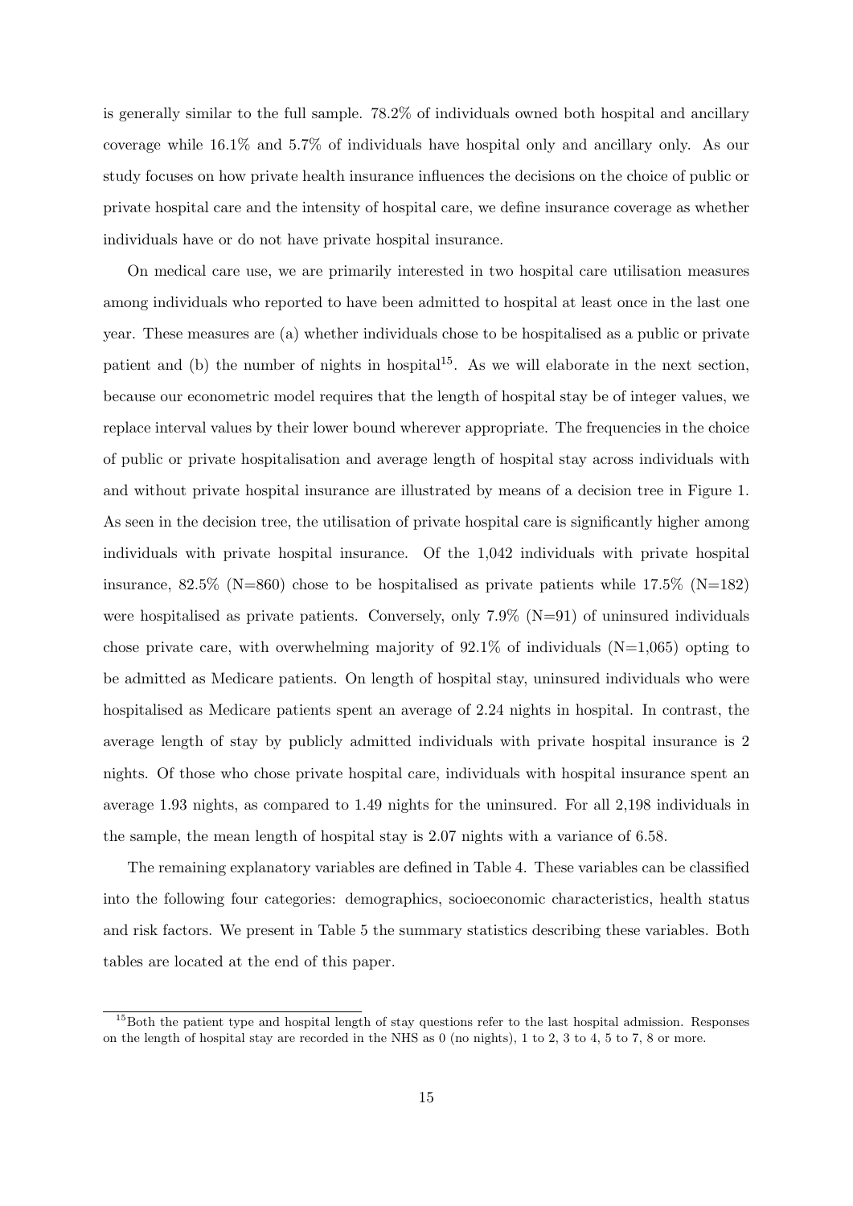is generally similar to the full sample. 78.2% of individuals owned both hospital and ancillary coverage while 16.1% and 5.7% of individuals have hospital only and ancillary only. As our study focuses on how private health insurance influences the decisions on the choice of public or private hospital care and the intensity of hospital care, we define insurance coverage as whether individuals have or do not have private hospital insurance.

On medical care use, we are primarily interested in two hospital care utilisation measures among individuals who reported to have been admitted to hospital at least once in the last one year. These measures are (a) whether individuals chose to be hospitalised as a public or private patient and (b) the number of nights in hospital[15]. As we will elaborate in the next section, because our econometric model requires that the length of hospital stay be of integer values, we replace interval values by their lower bound wherever appropriate. The frequencies in the choice of public or private hospitalisation and average length of hospital stay across individuals with and without private hospital insurance are illustrated by means of a decision tree in Figure 1. As seen in the decision tree, the utilisation of private hospital care is significantly higher among individuals with private hospital insurance. Of the 1,042 individuals with private hospital insurance, 82.5% (N=860) chose to be hospitalised as private patients while 17.5% (N=182) were hospitalised as private patients. Conversely, only 7.9% (N=91) of uninsured individuals chose private care, with overwhelming majority of 92.1% of individuals (N=1,065) opting to be admitted as Medicare patients. On length of hospital stay, uninsured individuals who were hospitalised as Medicare patients spent an average of 2.24 nights in hospital. In contrast, the average length of stay by publicly admitted individuals with private hospital insurance is 2 nights. Of those who chose private hospital care, individuals with hospital insurance spent an average 1.93 nights, as compared to 1.49 nights for the uninsured. For all 2,198 individuals in the sample, the mean length of hospital stay is 2.07 nights with a variance of 6.58.

The remaining explanatory variables are defined in Table 4. These variables can be classified into the following four categories: demographics, socioeconomic characteristics, health status and risk factors. We present in Table 5 the summary statistics describing these variables. Both tables are located at the end of this paper.

[15] Both the patient type and hospital length of stay questions refer to the last hospital admission. Responses on the length of hospital stay are recorded in the NHS as 0 (no nights), 1 to 2, 3 to 4, 5 to 7, 8 or more.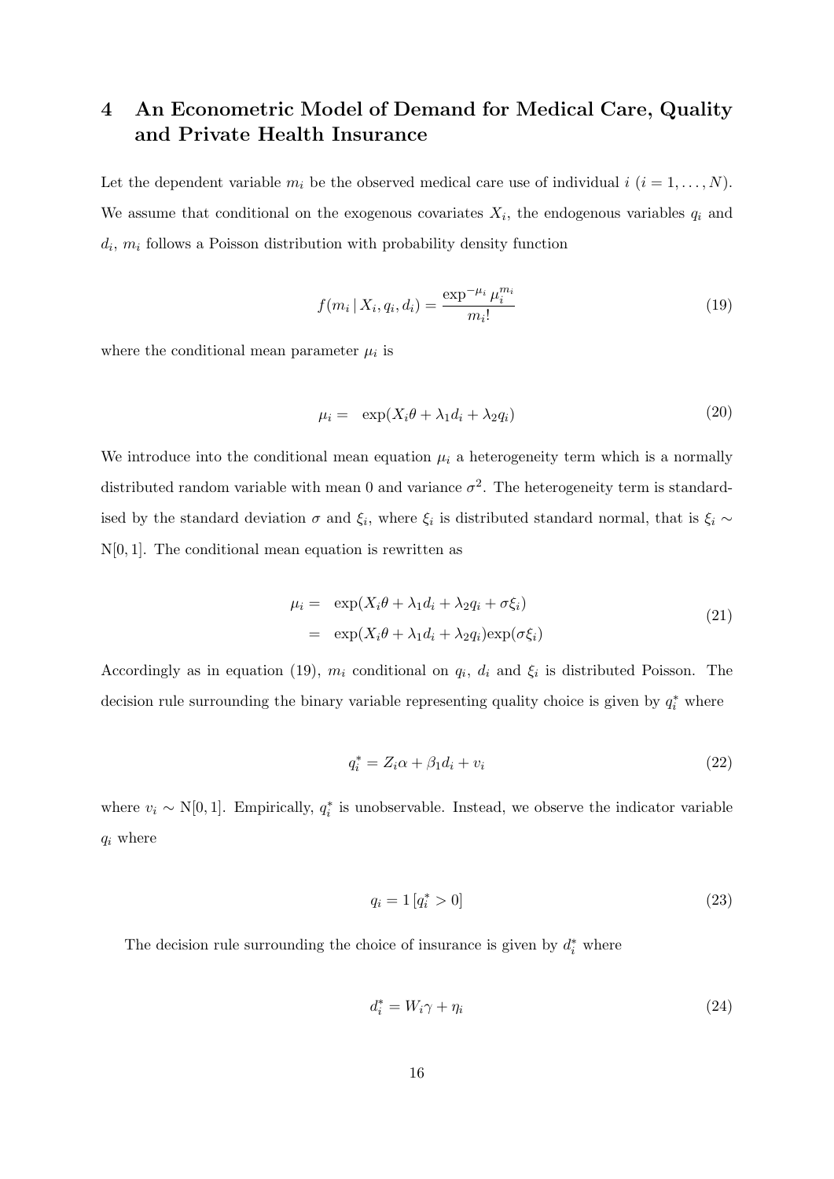## 4 An Econometric Model of Demand for Medical Care, Quality and Private Health Insurance

Let the dependent variable $m_i$ be the observed medical care use of individual $i$ $(i = 1, \ldots, N)$. We assume that conditional on the exogenous covariates $X_i$, the endogenous variables $q_i$ and $d_i$, $m_i$ follows a Poisson distribution with probability density function

$$f(m_i \,|\, X_i, q_i, d_i) = \frac{\exp^{-\mu_i} \mu_i^{m_i}}{m_i!} \tag{19}$$

where the conditional mean parameter $\mu_i$ is

$$\mu_i = \exp(X_i\theta + \lambda_1 d_i + \lambda_2 q_i) \tag{20}$$

We introduce into the conditional mean equation $\mu_i$ a heterogeneity term which is a normally distributed random variable with mean 0 and variance $\sigma^2$. The heterogeneity term is standardised by the standard deviation $\sigma$ and $\xi_i$, where $\xi_i$ is distributed standard normal, that is $\xi_i \sim$ N$[0, 1]$. The conditional mean equation is rewritten as

$$\begin{aligned} \mu_i &= \exp(X_i\theta + \lambda_1 d_i + \lambda_2 q_i + \sigma\xi_i) \\ &= \exp(X_i\theta + \lambda_1 d_i + \lambda_2 q_i)\exp(\sigma\xi_i) \end{aligned} \tag{21}$$

Accordingly as in equation (19), $m_i$ conditional on $q_i$, $d_i$ and $\xi_i$ is distributed Poisson. The decision rule surrounding the binary variable representing quality choice is given by $q_i^*$ where

$$q_i^* = Z_i\alpha + \beta_1 d_i + v_i \tag{22}$$

where $v_i \sim$ N$[0, 1]$. Empirically, $q_i^*$ is unobservable. Instead, we observe the indicator variable $q_i$ where

$$q_i = 1\,[q_i^* > 0] \tag{23}$$

The decision rule surrounding the choice of insurance is given by $d_i^*$ where

$$d_i^* = W_i\gamma + \eta_i \tag{24}$$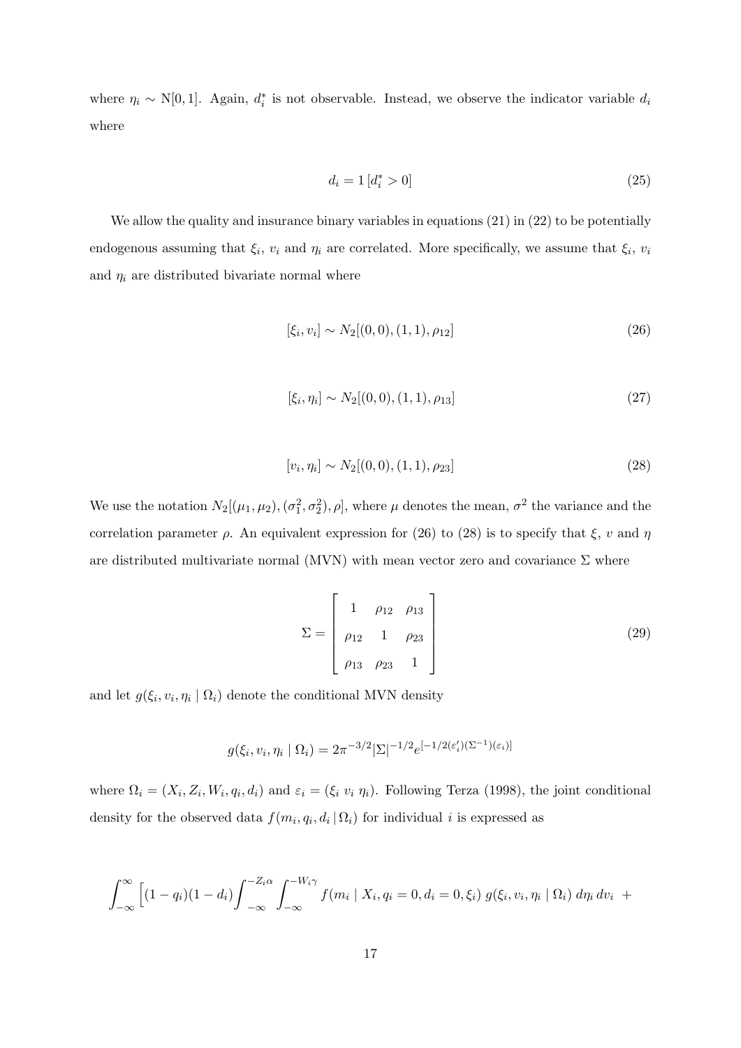where $\eta_i \sim \text{N}[0, 1]$. Again, $d_i^*$ is not observable. Instead, we observe the indicator variable $d_i$ where

$$d_i = 1\,[d_i^* > 0] \tag{25}$$

We allow the quality and insurance binary variables in equations (21) in (22) to be potentially endogenous assuming that $\xi_i$, $v_i$ and $\eta_i$ are correlated. More specifically, we assume that $\xi_i$, $v_i$ and $\eta_i$ are distributed bivariate normal where

$$[\xi_i, v_i] \sim N_2[(0, 0), (1, 1), \rho_{12}] \tag{26}$$

$$[\xi_i, \eta_i] \sim N_2[(0, 0), (1, 1), \rho_{13}] \tag{27}$$

$$[v_i, \eta_i] \sim N_2[(0, 0), (1, 1), \rho_{23}] \tag{28}$$

We use the notation $N_2[(\mu_1, \mu_2), (\sigma_1^2, \sigma_2^2), \rho]$, where $\mu$ denotes the mean, $\sigma^2$ the variance and the correlation parameter $\rho$. An equivalent expression for (26) to (28) is to specify that $\xi$, $v$ and $\eta$ are distributed multivariate normal (MVN) with mean vector zero and covariance $\Sigma$ where

$$\Sigma = \begin{bmatrix} 1 & \rho_{12} & \rho_{13} \\ \rho_{12} & 1 & \rho_{23} \\ \rho_{13} & \rho_{23} & 1 \end{bmatrix} \tag{29}$$

and let $g(\xi_i, v_i, \eta_i \mid \Omega_i)$ denote the conditional MVN density

$$g(\xi_i, v_i, \eta_i \mid \Omega_i) = 2\pi^{-3/2} |\Sigma|^{-1/2} e^{[-1/2(\varepsilon_i')(\Sigma^{-1})(\varepsilon_i)]}$$

where $\Omega_i = (X_i, Z_i, W_i, q_i, d_i)$ and $\varepsilon_i = (\xi_i \; v_i \; \eta_i)$. Following Terza (1998), the joint conditional density for the observed data $f(m_i, q_i, d_i \,|\, \Omega_i)$ for individual $i$ is expressed as

$$\int_{-\infty}^{\infty} \Big[ (1 - q_i)(1 - d_i) \int_{-\infty}^{-Z_i\alpha} \int_{-\infty}^{-W_i\gamma} f(m_i \mid X_i, q_i = 0, d_i = 0, \xi_i) \; g(\xi_i, v_i, \eta_i \mid \Omega_i) \, d\eta_i \, dv_i \; +$$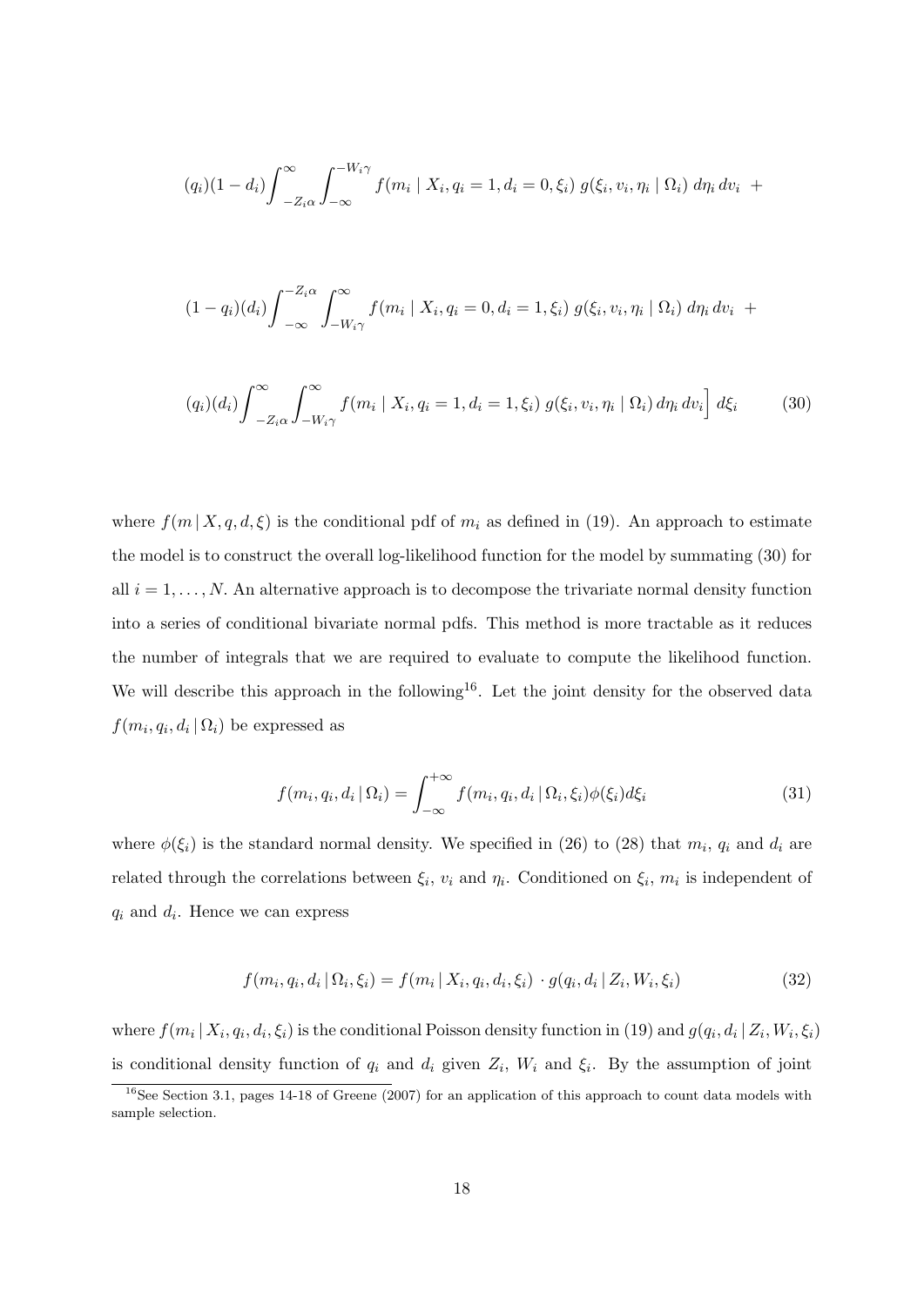$$(q_i)(1-d_i)\int_{-Z_i\alpha}^{\infty}\int_{-\infty}^{-W_i\gamma} f(m_i \mid X_i, q_i=1, d_i=0, \xi_i)\; g(\xi_i, v_i, \eta_i \mid \Omega_i)\; d\eta_i\, dv_i \;+$$

$$(1-q_i)(d_i)\int_{-\infty}^{-Z_i\alpha}\int_{-W_i\gamma}^{\infty} f(m_i \mid X_i, q_i=0, d_i=1, \xi_i)\; g(\xi_i, v_i, \eta_i \mid \Omega_i)\; d\eta_i\, dv_i \;+$$

$$(q_i)(d_i)\int_{-Z_i\alpha}^{\infty}\int_{-W_i\gamma}^{\infty} f(m_i \mid X_i, q_i=1, d_i=1, \xi_i)\; g(\xi_i, v_i, \eta_i \mid \Omega_i)\, d\eta_i\, dv_i\Big]\; d\xi_i \qquad (30)$$

where $f(m \,|\, X, q, d, \xi)$ is the conditional pdf of $m_i$ as defined in (19). An approach to estimate the model is to construct the overall log-likelihood function for the model by summating (30) for all $i = 1, \ldots, N$. An alternative approach is to decompose the trivariate normal density function into a series of conditional bivariate normal pdfs. This method is more tractable as it reduces the number of integrals that we are required to evaluate to compute the likelihood function. We will describe this approach in the following[16]. Let the joint density for the observed data $f(m_i, q_i, d_i \,|\, \Omega_i)$ be expressed as

$$f(m_i, q_i, d_i \,|\, \Omega_i) = \int_{-\infty}^{+\infty} f(m_i, q_i, d_i \,|\, \Omega_i, \xi_i)\phi(\xi_i) d\xi_i \qquad (31)$$

where $\phi(\xi_i)$ is the standard normal density. We specified in (26) to (28) that $m_i$, $q_i$ and $d_i$ are related through the correlations between $\xi_i$, $v_i$ and $\eta_i$. Conditioned on $\xi_i$, $m_i$ is independent of $q_i$ and $d_i$. Hence we can express

$$f(m_i, q_i, d_i \,|\, \Omega_i, \xi_i) = f(m_i \,|\, X_i, q_i, d_i, \xi_i) \cdot g(q_i, d_i \,|\, Z_i, W_i, \xi_i) \qquad (32)$$

where $f(m_i \,|\, X_i, q_i, d_i, \xi_i)$ is the conditional Poisson density function in (19) and $g(q_i, d_i \,|\, Z_i, W_i, \xi_i)$ is conditional density function of $q_i$ and $d_i$ given $Z_i$, $W_i$ and $\xi_i$. By the assumption of joint

[16]See Section 3.1, pages 14-18 of Greene (2007) for an application of this approach to count data models with sample selection.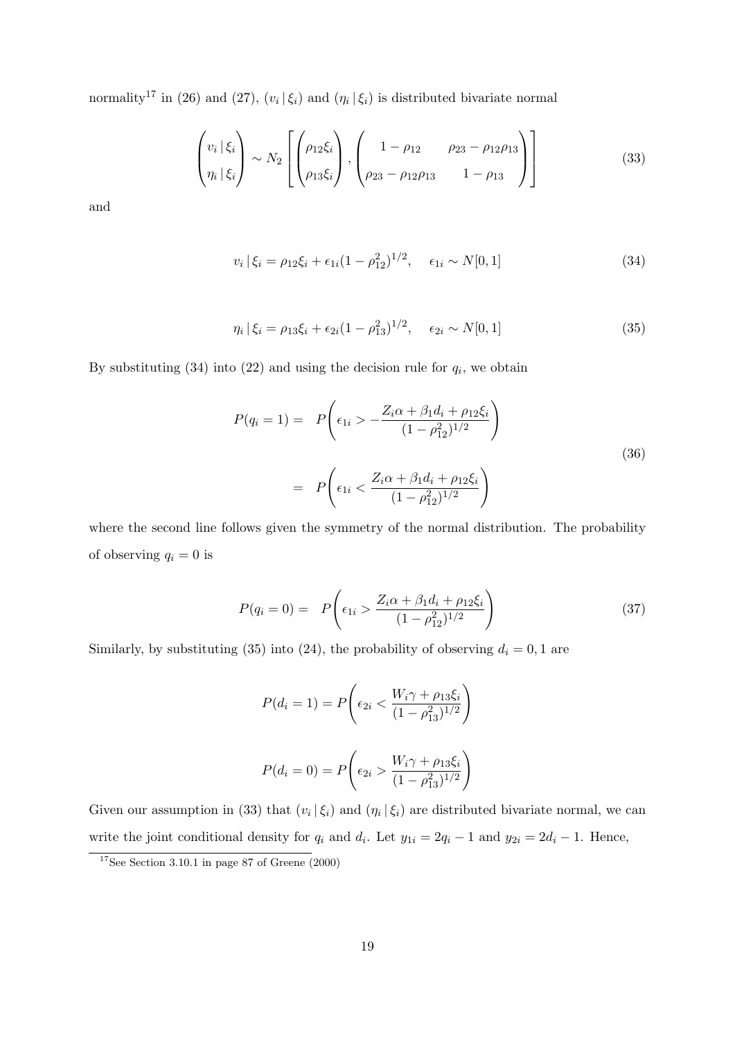normality[17] in (26) and (27), $(v_i \,|\, \xi_i)$ and $(\eta_i \,|\, \xi_i)$ is distributed bivariate normal

$$
\begin{pmatrix} v_i \,|\, \xi_i \\ \eta_i \,|\, \xi_i \end{pmatrix} \sim N_2 \left[ \begin{pmatrix} \rho_{12}\xi_i \\ \rho_{13}\xi_i \end{pmatrix}, \begin{pmatrix} 1-\rho_{12} & \rho_{23}-\rho_{12}\rho_{13} \\ \rho_{23}-\rho_{12}\rho_{13} & 1-\rho_{13} \end{pmatrix} \right] \tag{33}
$$

and

$$
v_i \,|\, \xi_i = \rho_{12}\xi_i + \epsilon_{1i}(1-\rho_{12}^2)^{1/2}, \quad \epsilon_{1i} \sim N[0,1] \tag{34}
$$

$$
\eta_i \,|\, \xi_i = \rho_{13}\xi_i + \epsilon_{2i}(1-\rho_{13}^2)^{1/2}, \quad \epsilon_{2i} \sim N[0,1] \tag{35}
$$

By substituting (34) into (22) and using the decision rule for $q_i$, we obtain

$$
\begin{aligned}
P(q_i = 1) &= P\left( \epsilon_{1i} > -\frac{Z_i\alpha + \beta_1 d_i + \rho_{12}\xi_i}{(1-\rho_{12}^2)^{1/2}} \right) \\
&= P\left( \epsilon_{1i} < \frac{Z_i\alpha + \beta_1 d_i + \rho_{12}\xi_i}{(1-\rho_{12}^2)^{1/2}} \right)
\end{aligned} \tag{36}
$$

where the second line follows given the symmetry of the normal distribution. The probability of observing $q_i = 0$ is

$$
P(q_i = 0) = P\left( \epsilon_{1i} > \frac{Z_i\alpha + \beta_1 d_i + \rho_{12}\xi_i}{(1-\rho_{12}^2)^{1/2}} \right) \tag{37}
$$

Similarly, by substituting (35) into (24), the probability of observing $d_i = 0, 1$ are

$$
P(d_i = 1) = P\left( \epsilon_{2i} < \frac{W_i\gamma + \rho_{13}\xi_i}{(1-\rho_{13}^2)^{1/2}} \right)
$$

$$
P(d_i = 0) = P\left( \epsilon_{2i} > \frac{W_i\gamma + \rho_{13}\xi_i}{(1-\rho_{13}^2)^{1/2}} \right)
$$

Given our assumption in (33) that $(v_i \,|\, \xi_i)$ and $(\eta_i \,|\, \xi_i)$ are distributed bivariate normal, we can write the joint conditional density for $q_i$ and $d_i$. Let $y_{1i} = 2q_i - 1$ and $y_{2i} = 2d_i - 1$. Hence,

[17] See Section 3.10.1 in page 87 of Greene (2000)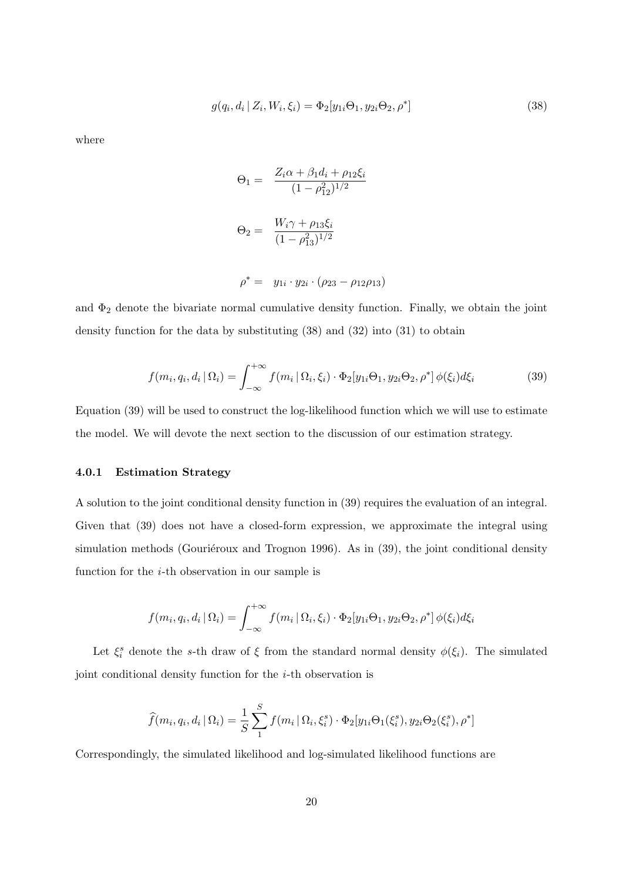$$g(q_i, d_i \,|\, Z_i, W_i, \xi_i) = \Phi_2[y_{1i}\Theta_1, y_{2i}\Theta_2, \rho^*] \tag{38}$$

where

$$\Theta_1 = \frac{Z_i\alpha + \beta_1 d_i + \rho_{12}\xi_i}{(1-\rho_{12}^2)^{1/2}}$$

$$\Theta_2 = \frac{W_i\gamma + \rho_{13}\xi_i}{(1-\rho_{13}^2)^{1/2}}$$

$$\rho^* = y_{1i} \cdot y_{2i} \cdot (\rho_{23} - \rho_{12}\rho_{13})$$

and $\Phi_2$ denote the bivariate normal cumulative density function. Finally, we obtain the joint density function for the data by substituting (38) and (32) into (31) to obtain

$$f(m_i, q_i, d_i \,|\, \Omega_i) = \int_{-\infty}^{+\infty} f(m_i \,|\, \Omega_i, \xi_i) \cdot \Phi_2[y_{1i}\Theta_1, y_{2i}\Theta_2, \rho^*]\, \phi(\xi_i) d\xi_i \tag{39}$$

Equation (39) will be used to construct the log-likelihood function which we will use to estimate the model. We will devote the next section to the discussion of our estimation strategy.

### 4.0.1 Estimation Strategy

A solution to the joint conditional density function in (39) requires the evaluation of an integral. Given that (39) does not have a closed-form expression, we approximate the integral using simulation methods (Gouriéroux and Trognon 1996). As in (39), the joint conditional density function for the $i$-th observation in our sample is

$$f(m_i, q_i, d_i \,|\, \Omega_i) = \int_{-\infty}^{+\infty} f(m_i \,|\, \Omega_i, \xi_i) \cdot \Phi_2[y_{1i}\Theta_1, y_{2i}\Theta_2, \rho^*]\, \phi(\xi_i) d\xi_i$$

Let $\xi_i^s$ denote the $s$-th draw of $\xi$ from the standard normal density $\phi(\xi_i)$. The simulated joint conditional density function for the $i$-th observation is

$$\widehat{f}(m_i, q_i, d_i \,|\, \Omega_i) = \frac{1}{S}\sum_{1}^{S} f(m_i \,|\, \Omega_i, \xi_i^s) \cdot \Phi_2[y_{1i}\Theta_1(\xi_i^s), y_{2i}\Theta_2(\xi_i^s), \rho^*]$$

Correspondingly, the simulated likelihood and log-simulated likelihood functions are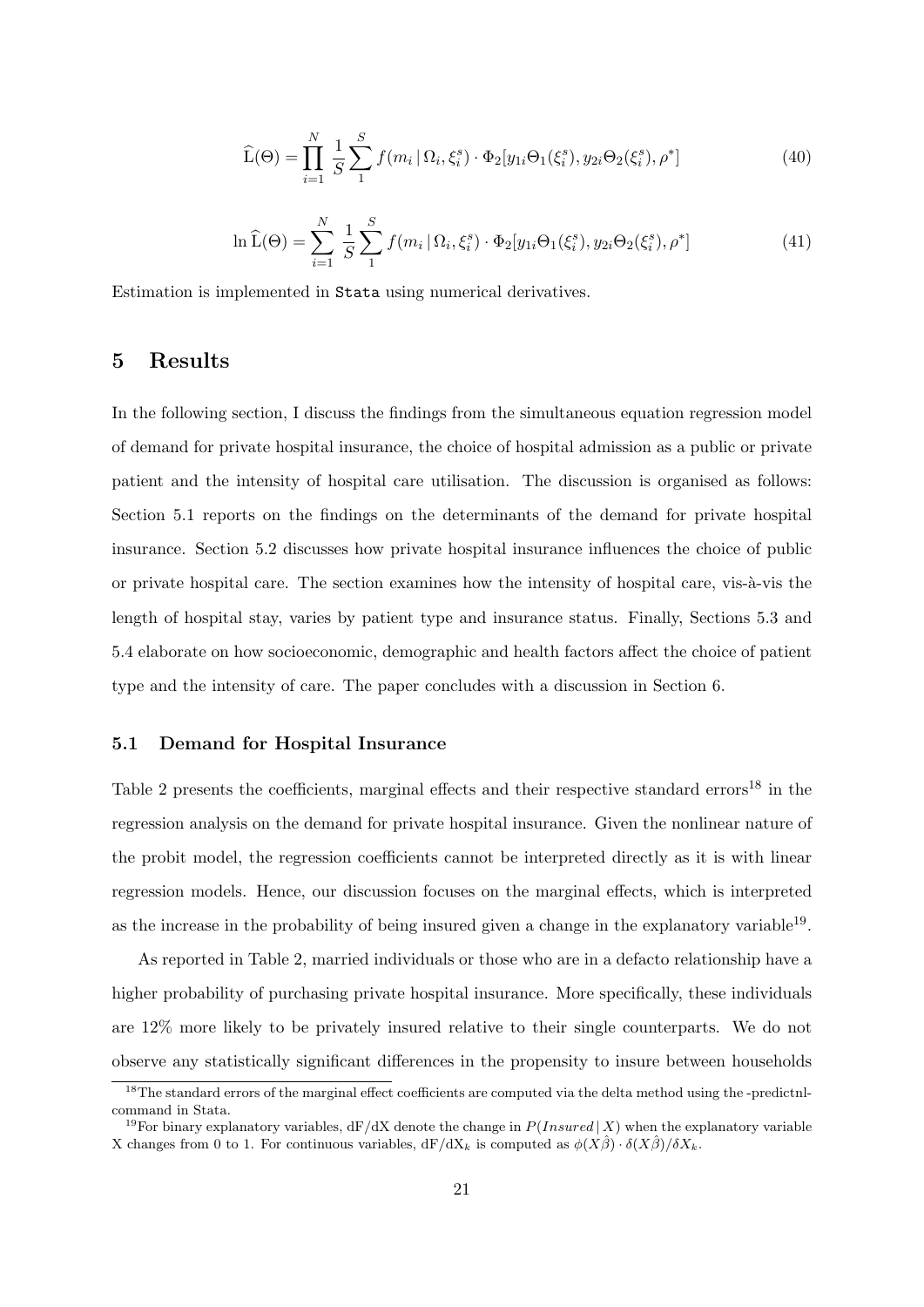$$\widehat{\mathrm{L}}(\Theta) = \prod_{i=1}^{N} \frac{1}{S} \sum_{1}^{S} f(m_i \,|\, \Omega_i, \xi_i^s) \cdot \Phi_2[y_{1i}\Theta_1(\xi_i^s), y_{2i}\Theta_2(\xi_i^s), \rho^*] \tag{40}$$

$$\ln \widehat{\mathrm{L}}(\Theta) = \sum_{i=1}^{N} \frac{1}{S} \sum_{1}^{S} f(m_i \,|\, \Omega_i, \xi_i^s) \cdot \Phi_2[y_{1i}\Theta_1(\xi_i^s), y_{2i}\Theta_2(\xi_i^s), \rho^*] \tag{41}$$

Estimation is implemented in `Stata` using numerical derivatives.

## 5 Results

In the following section, I discuss the findings from the simultaneous equation regression model of demand for private hospital insurance, the choice of hospital admission as a public or private patient and the intensity of hospital care utilisation. The discussion is organised as follows: Section 5.1 reports on the findings on the determinants of the demand for private hospital insurance. Section 5.2 discusses how private hospital insurance influences the choice of public or private hospital care. The section examines how the intensity of hospital care, vis-à-vis the length of hospital stay, varies by patient type and insurance status. Finally, Sections 5.3 and 5.4 elaborate on how socioeconomic, demographic and health factors affect the choice of patient type and the intensity of care. The paper concludes with a discussion in Section 6.

### 5.1 Demand for Hospital Insurance

Table 2 presents the coefficients, marginal effects and their respective standard errors[18] in the regression analysis on the demand for private hospital insurance. Given the nonlinear nature of the probit model, the regression coefficients cannot be interpreted directly as it is with linear regression models. Hence, our discussion focuses on the marginal effects, which is interpreted as the increase in the probability of being insured given a change in the explanatory variable[19].

As reported in Table 2, married individuals or those who are in a defacto relationship have a higher probability of purchasing private hospital insurance. More specifically, these individuals are 12% more likely to be privately insured relative to their single counterparts. We do not observe any statistically significant differences in the propensity to insure between households

---

[18] The standard errors of the marginal effect coefficients are computed via the delta method using the -predictnl- command in Stata.

[19] For binary explanatory variables, dF/dX denote the change in $P(Insured \,|\, X)$ when the explanatory variable X changes from 0 to 1. For continuous variables, $\mathrm{dF}/\mathrm{dX}_k$ is computed as $\phi(X\hat{\beta}) \cdot \delta(X\hat{\beta})/\delta X_k$.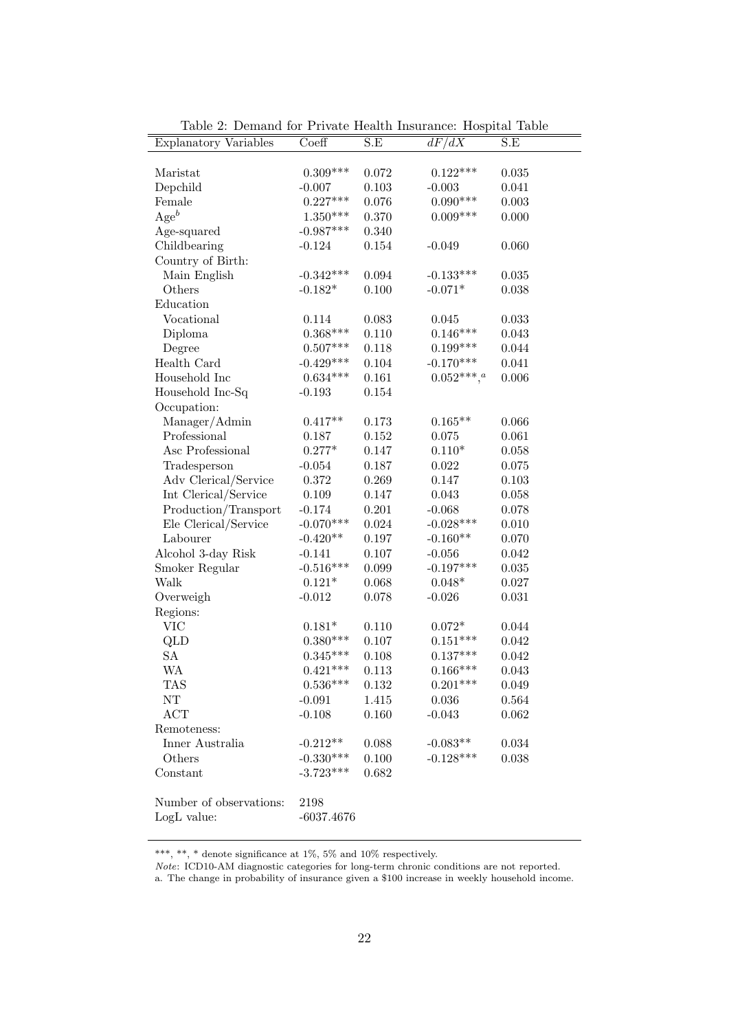Table 2: Demand for Private Health Insurance: Hospital Table

| Explanatory Variables | Coeff | S.E | $dF/dX$ | S.E |
|---|---|---|---|---|
| Maristat | 0.309*** | 0.072 | 0.122*** | 0.035 |
| Depchild | -0.007 | 0.103 | -0.003 | 0.041 |
| Female | 0.227*** | 0.076 | 0.090*** | 0.003 |
| Age[b] | 1.350*** | 0.370 | 0.009*** | 0.000 |
| Age-squared | -0.987*** | 0.340 | | |
| Childbearing | -0.124 | 0.154 | -0.049 | 0.060 |
| Country of Birth: | | | | |
| Main English | -0.342*** | 0.094 | -0.133*** | 0.035 |
| Others | -0.182* | 0.100 | -0.071* | 0.038 |
| Education | | | | |
| Vocational | 0.114 | 0.083 | 0.045 | 0.033 |
| Diploma | 0.368*** | 0.110 | 0.146*** | 0.043 |
| Degree | 0.507*** | 0.118 | 0.199*** | 0.044 |
| Health Card | -0.429*** | 0.104 | -0.170*** | 0.041 |
| Household Inc | 0.634*** | 0.161 | 0.052***,[a] | 0.006 |
| Household Inc-Sq | -0.193 | 0.154 | | |
| Occupation: | | | | |
| Manager/Admin | 0.417** | 0.173 | 0.165** | 0.066 |
| Professional | 0.187 | 0.152 | 0.075 | 0.061 |
| Asc Professional | 0.277* | 0.147 | 0.110* | 0.058 |
| Tradesperson | -0.054 | 0.187 | 0.022 | 0.075 |
| Adv Clerical/Service | 0.372 | 0.269 | 0.147 | 0.103 |
| Int Clerical/Service | 0.109 | 0.147 | 0.043 | 0.058 |
| Production/Transport | -0.174 | 0.201 | -0.068 | 0.078 |
| Ele Clerical/Service | -0.070*** | 0.024 | -0.028*** | 0.010 |
| Labourer | -0.420** | 0.197 | -0.160** | 0.070 |
| Alcohol 3-day Risk | -0.141 | 0.107 | -0.056 | 0.042 |
| Smoker Regular | -0.516*** | 0.099 | -0.197*** | 0.035 |
| Walk | 0.121* | 0.068 | 0.048* | 0.027 |
| Overweigh | -0.012 | 0.078 | -0.026 | 0.031 |
| Regions: | | | | |
| VIC | 0.181* | 0.110 | 0.072* | 0.044 |
| QLD | 0.380*** | 0.107 | 0.151*** | 0.042 |
| SA | 0.345*** | 0.108 | 0.137*** | 0.042 |
| WA | 0.421*** | 0.113 | 0.166*** | 0.043 |
| TAS | 0.536*** | 0.132 | 0.201*** | 0.049 |
| NT | -0.091 | 1.415 | 0.036 | 0.564 |
| ACT | -0.108 | 0.160 | -0.043 | 0.062 |
| Remoteness: | | | | |
| Inner Australia | -0.212** | 0.088 | -0.083** | 0.034 |
| Others | -0.330*** | 0.100 | -0.128*** | 0.038 |
| Constant | -3.723*** | 0.682 | | |
| Number of observations: | 2198 | | | |
| LogL value: | -6037.4676 | | | |

***, **, * denote significance at 1%, 5% and 10% respectively.

*Note*: ICD10-AM diagnostic categories for long-term chronic conditions are not reported.

a. The change in probability of insurance given a $100 increase in weekly household income.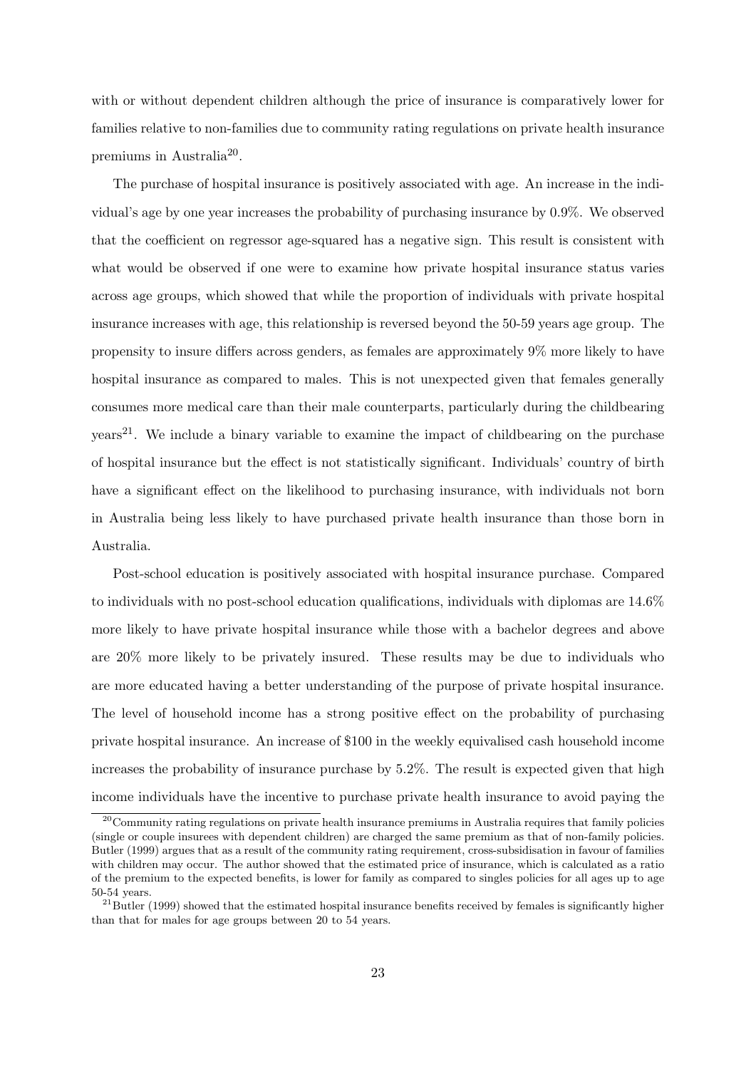with or without dependent children although the price of insurance is comparatively lower for families relative to non-families due to community rating regulations on private health insurance premiums in Australia[20].

The purchase of hospital insurance is positively associated with age. An increase in the individual's age by one year increases the probability of purchasing insurance by 0.9%. We observed that the coefficient on regressor age-squared has a negative sign. This result is consistent with what would be observed if one were to examine how private hospital insurance status varies across age groups, which showed that while the proportion of individuals with private hospital insurance increases with age, this relationship is reversed beyond the 50-59 years age group. The propensity to insure differs across genders, as females are approximately 9% more likely to have hospital insurance as compared to males. This is not unexpected given that females generally consumes more medical care than their male counterparts, particularly during the childbearing years[21]. We include a binary variable to examine the impact of childbearing on the purchase of hospital insurance but the effect is not statistically significant. Individuals' country of birth have a significant effect on the likelihood to purchasing insurance, with individuals not born in Australia being less likely to have purchased private health insurance than those born in Australia.

Post-school education is positively associated with hospital insurance purchase. Compared to individuals with no post-school education qualifications, individuals with diplomas are 14.6% more likely to have private hospital insurance while those with a bachelor degrees and above are 20% more likely to be privately insured. These results may be due to individuals who are more educated having a better understanding of the purpose of private hospital insurance. The level of household income has a strong positive effect on the probability of purchasing private hospital insurance. An increase of \$100 in the weekly equivalised cash household income increases the probability of insurance purchase by 5.2%. The result is expected given that high income individuals have the incentive to purchase private health insurance to avoid paying the

---

[20] Community rating regulations on private health insurance premiums in Australia requires that family policies (single or couple insurees with dependent children) are charged the same premium as that of non-family policies. Butler (1999) argues that as a result of the community rating requirement, cross-subsidisation in favour of families with children may occur. The author showed that the estimated price of insurance, which is calculated as a ratio of the premium to the expected benefits, is lower for family as compared to singles policies for all ages up to age 50-54 years.

[21] Butler (1999) showed that the estimated hospital insurance benefits received by females is significantly higher than that for males for age groups between 20 to 54 years.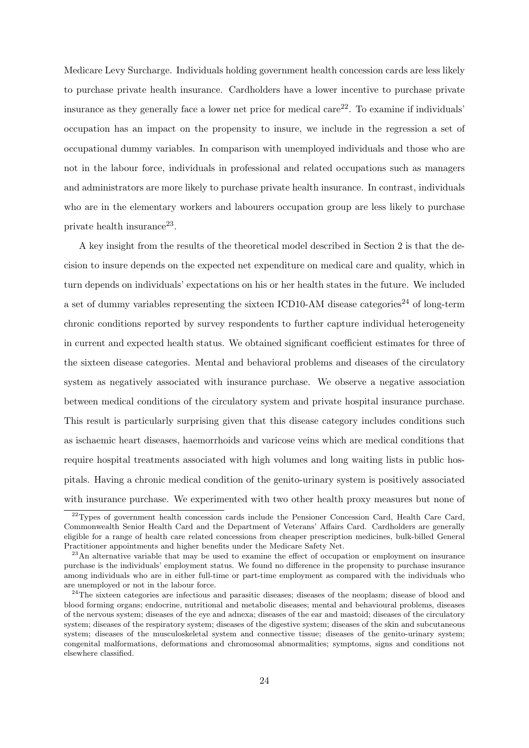Medicare Levy Surcharge. Individuals holding government health concession cards are less likely to purchase private health insurance. Cardholders have a lower incentive to purchase private insurance as they generally face a lower net price for medical care[22]. To examine if individuals' occupation has an impact on the propensity to insure, we include in the regression a set of occupational dummy variables. In comparison with unemployed individuals and those who are not in the labour force, individuals in professional and related occupations such as managers and administrators are more likely to purchase private health insurance. In contrast, individuals who are in the elementary workers and labourers occupation group are less likely to purchase private health insurance[23].

A key insight from the results of the theoretical model described in Section 2 is that the decision to insure depends on the expected net expenditure on medical care and quality, which in turn depends on individuals' expectations on his or her health states in the future. We included a set of dummy variables representing the sixteen ICD10-AM disease categories[24] of long-term chronic conditions reported by survey respondents to further capture individual heterogeneity in current and expected health status. We obtained significant coefficient estimates for three of the sixteen disease categories. Mental and behavioral problems and diseases of the circulatory system as negatively associated with insurance purchase. We observe a negative association between medical conditions of the circulatory system and private hospital insurance purchase. This result is particularly surprising given that this disease category includes conditions such as ischaemic heart diseases, haemorrhoids and varicose veins which are medical conditions that require hospital treatments associated with high volumes and long waiting lists in public hospitals. Having a chronic medical condition of the genito-urinary system is positively associated with insurance purchase. We experimented with two other health proxy measures but none of

---

[22] Types of government health concession cards include the Pensioner Concession Card, Health Care Card, Commonwealth Senior Health Card and the Department of Veterans' Affairs Card. Cardholders are generally eligible for a range of health care related concessions from cheaper prescription medicines, bulk-billed General Practitioner appointments and higher benefits under the Medicare Safety Net.

[23] An alternative variable that may be used to examine the effect of occupation or employment on insurance purchase is the individuals' employment status. We found no difference in the propensity to purchase insurance among individuals who are in either full-time or part-time employment as compared with the individuals who are unemployed or not in the labour force.

[24] The sixteen categories are infectious and parasitic diseases; diseases of the neoplasm; disease of blood and blood forming organs; endocrine, nutritional and metabolic diseases; mental and behavioural problems, diseases of the nervous system; diseases of the eye and adnexa; diseases of the ear and mastoid; diseases of the circulatory system; diseases of the respiratory system; diseases of the digestive system; diseases of the skin and subcutaneous system; diseases of the musculoskeletal system and connective tissue; diseases of the genito-urinary system; congenital malformations, deformations and chromosomal abnormalities; symptoms, signs and conditions not elsewhere classified.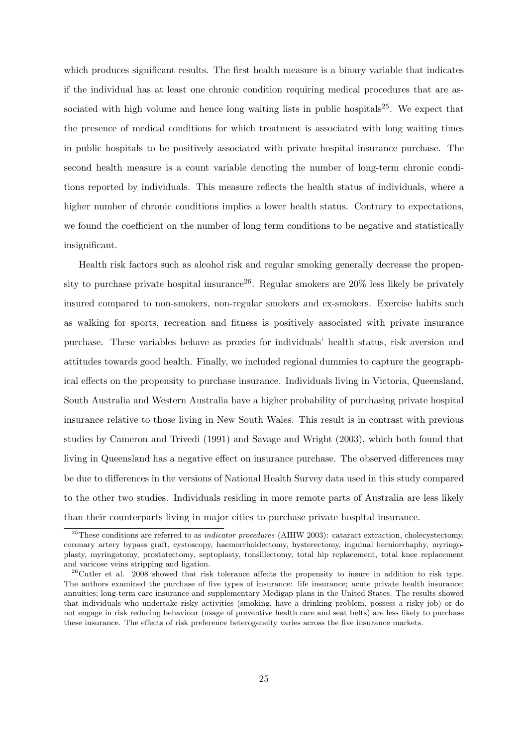which produces significant results. The first health measure is a binary variable that indicates if the individual has at least one chronic condition requiring medical procedures that are associated with high volume and hence long waiting lists in public hospitals[25]. We expect that the presence of medical conditions for which treatment is associated with long waiting times in public hospitals to be positively associated with private hospital insurance purchase. The second health measure is a count variable denoting the number of long-term chronic conditions reported by individuals. This measure reflects the health status of individuals, where a higher number of chronic conditions implies a lower health status. Contrary to expectations, we found the coefficient on the number of long term conditions to be negative and statistically insignificant.

Health risk factors such as alcohol risk and regular smoking generally decrease the propensity to purchase private hospital insurance[26]. Regular smokers are 20% less likely be privately insured compared to non-smokers, non-regular smokers and ex-smokers. Exercise habits such as walking for sports, recreation and fitness is positively associated with private insurance purchase. These variables behave as proxies for individuals' health status, risk aversion and attitudes towards good health. Finally, we included regional dummies to capture the geographical effects on the propensity to purchase insurance. Individuals living in Victoria, Queensland, South Australia and Western Australia have a higher probability of purchasing private hospital insurance relative to those living in New South Wales. This result is in contrast with previous studies by Cameron and Trivedi (1991) and Savage and Wright (2003), which both found that living in Queensland has a negative effect on insurance purchase. The observed differences may be due to differences in the versions of National Health Survey data used in this study compared to the other two studies. Individuals residing in more remote parts of Australia are less likely than their counterparts living in major cities to purchase private hospital insurance.

[25] These conditions are referred to as *indicator procedures* (AIHW 2003): cataract extraction, cholecystectomy, coronary artery bypass graft, cystoscopy, haemorrhoidectomy, hysterectomy, inguinal herniorrhaphy, myringoplasty, myringotomy, prostatectomy, septoplasty, tonsillectomy, total hip replacement, total knee replacement and varicose veins stripping and ligation.

[26] Cutler et al. 2008 showed that risk tolerance affects the propensity to insure in addition to risk type. The authors examined the purchase of five types of insurance: life insurance; acute private health insurance; annuities; long-term care insurance and supplementary Medigap plans in the United States. The results showed that individuals who undertake risky activities (smoking, have a drinking problem, possess a risky job) or do not engage in risk reducing behaviour (usage of preventive health care and seat belts) are less likely to purchase these insurance. The effects of risk preference heterogeneity varies across the five insurance markets.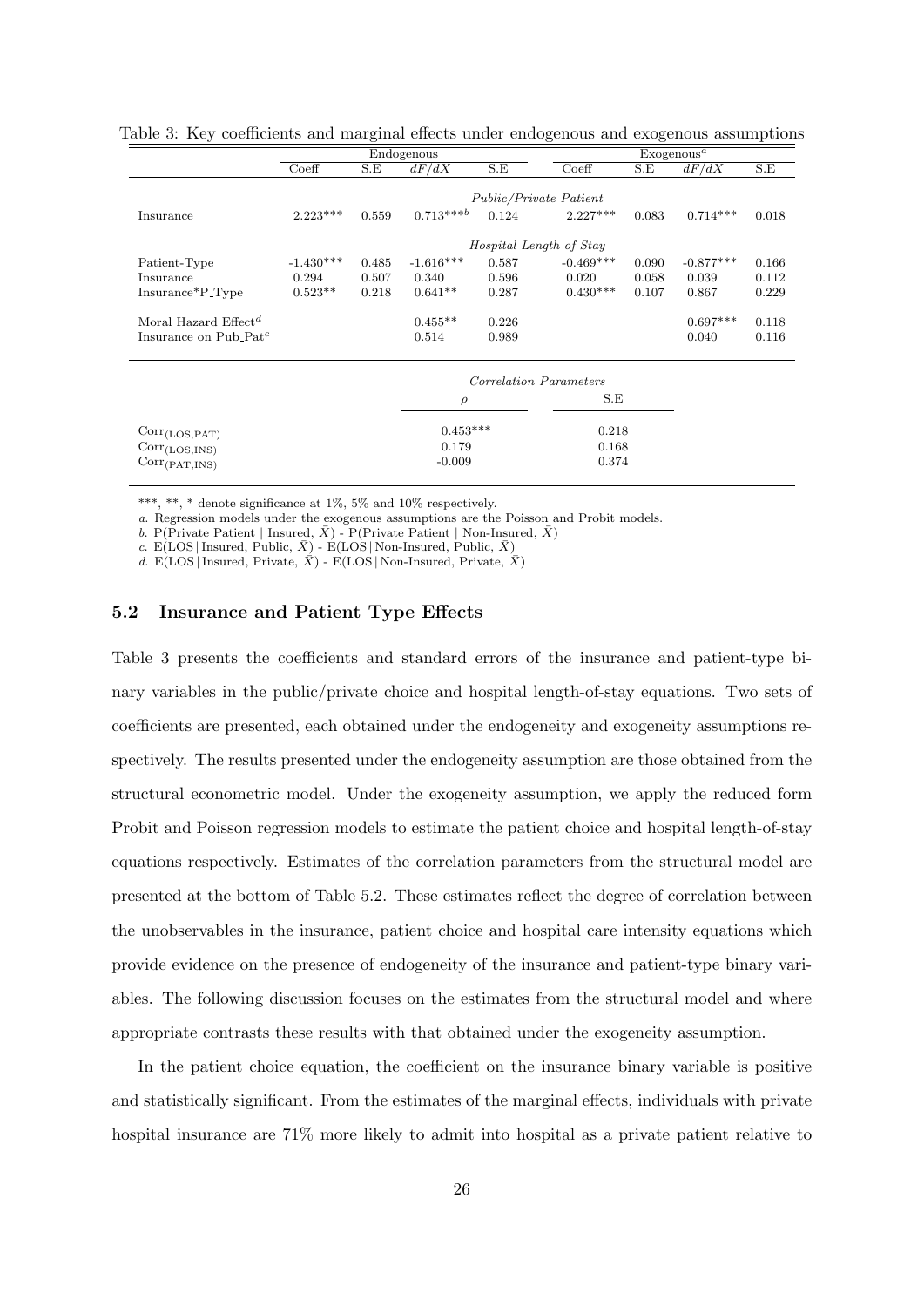Table 3: Key coefficients and marginal effects under endogenous and exogenous assumptions

| | Endogenous | | | | Exogenous[a] | | | |
|---|---|---|---|---|---|---|---|---|
| | Coeff | S.E | $dF/dX$ | S.E | Coeff | S.E | $dF/dX$ | S.E |
| | | | | *Public/Private Patient* | | | | |
| Insurance | 2.223*** | 0.559 | 0.713***[b] | 0.124 | 2.227*** | 0.083 | 0.714*** | 0.018 |
| | | | | *Hospital Length of Stay* | | | | |
| Patient-Type | -1.430*** | 0.485 | -1.616*** | 0.587 | -0.469*** | 0.090 | -0.877*** | 0.166 |
| Insurance | 0.294 | 0.507 | 0.340 | 0.596 | 0.020 | 0.058 | 0.039 | 0.112 |
| Insurance*P_Type | 0.523** | 0.218 | 0.641** | 0.287 | 0.430*** | 0.107 | 0.867 | 0.229 |
| Moral Hazard Effect[d] | | | 0.455** | 0.226 | | | 0.697*** | 0.118 |
| Insurance on Pub_Pat[c] | | | 0.514 | 0.989 | | | 0.040 | 0.116 |

| | *Correlation Parameters* | |
|---|---|---|
| | $\rho$ | S.E |
| $\text{Corr}_{(\text{LOS,PAT})}$ | 0.453*** | 0.218 |
| $\text{Corr}_{(\text{LOS,INS})}$ | 0.179 | 0.168 |
| $\text{Corr}_{(\text{PAT,INS})}$ | -0.009 | 0.374 |

***, **, * denote significance at 1%, 5% and 10% respectively.

*a.* Regression models under the exogenous assumptions are the Poisson and Probit models.

*b.* P(Private Patient | Insured, $\bar{X}$) - P(Private Patient | Non-Insured, $\bar{X}$)

*c.* E(LOS | Insured, Public, $\bar{X}$) - E(LOS | Non-Insured, Public, $\bar{X}$)

*d.* E(LOS | Insured, Private, $\bar{X}$) - E(LOS | Non-Insured, Private, $\bar{X}$)

### 5.2 Insurance and Patient Type Effects

Table 3 presents the coefficients and standard errors of the insurance and patient-type binary variables in the public/private choice and hospital length-of-stay equations. Two sets of coefficients are presented, each obtained under the endogeneity and exogeneity assumptions respectively. The results presented under the endogeneity assumption are those obtained from the structural econometric model. Under the exogeneity assumption, we apply the reduced form Probit and Poisson regression models to estimate the patient choice and hospital length-of-stay equations respectively. Estimates of the correlation parameters from the structural model are presented at the bottom of Table 5.2. These estimates reflect the degree of correlation between the unobservables in the insurance, patient choice and hospital care intensity equations which provide evidence on the presence of endogeneity of the insurance and patient-type binary variables. The following discussion focuses on the estimates from the structural model and where appropriate contrasts these results with that obtained under the exogeneity assumption.

In the patient choice equation, the coefficient on the insurance binary variable is positive and statistically significant. From the estimates of the marginal effects, individuals with private hospital insurance are 71% more likely to admit into hospital as a private patient relative to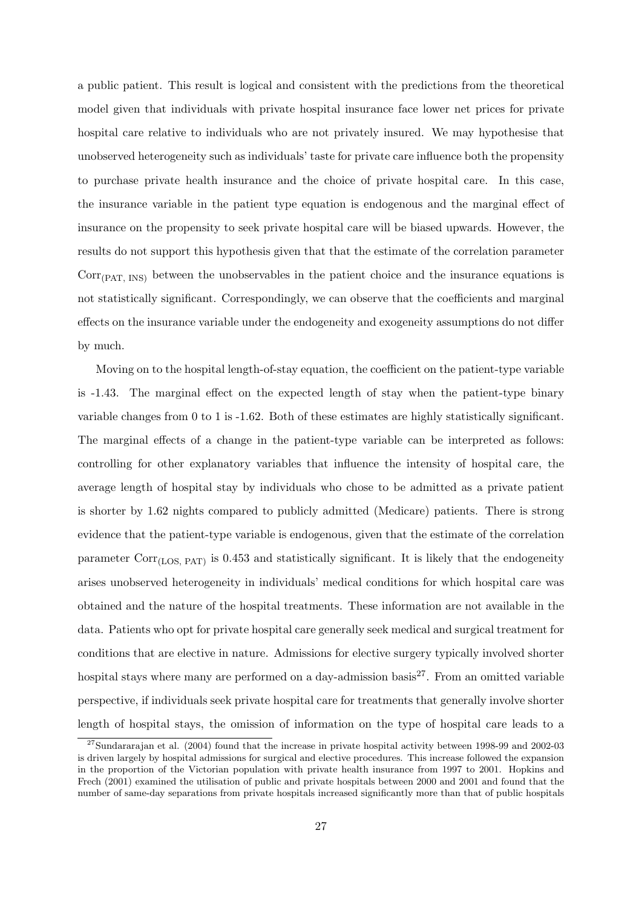a public patient. This result is logical and consistent with the predictions from the theoretical model given that individuals with private hospital insurance face lower net prices for private hospital care relative to individuals who are not privately insured. We may hypothesise that unobserved heterogeneity such as individuals' taste for private care influence both the propensity to purchase private health insurance and the choice of private hospital care. In this case, the insurance variable in the patient type equation is endogenous and the marginal effect of insurance on the propensity to seek private hospital care will be biased upwards. However, the results do not support this hypothesis given that that the estimate of the correlation parameter $\text{Corr}_{(\text{PAT, INS})}$ between the unobservables in the patient choice and the insurance equations is not statistically significant. Correspondingly, we can observe that the coefficients and marginal effects on the insurance variable under the endogeneity and exogeneity assumptions do not differ by much.

Moving on to the hospital length-of-stay equation, the coefficient on the patient-type variable is -1.43. The marginal effect on the expected length of stay when the patient-type binary variable changes from 0 to 1 is -1.62. Both of these estimates are highly statistically significant. The marginal effects of a change in the patient-type variable can be interpreted as follows: controlling for other explanatory variables that influence the intensity of hospital care, the average length of hospital stay by individuals who chose to be admitted as a private patient is shorter by 1.62 nights compared to publicly admitted (Medicare) patients. There is strong evidence that the patient-type variable is endogenous, given that the estimate of the correlation parameter $\text{Corr}_{(\text{LOS, PAT})}$ is 0.453 and statistically significant. It is likely that the endogeneity arises unobserved heterogeneity in individuals' medical conditions for which hospital care was obtained and the nature of the hospital treatments. These information are not available in the data. Patients who opt for private hospital care generally seek medical and surgical treatment for conditions that are elective in nature. Admissions for elective surgery typically involved shorter hospital stays where many are performed on a day-admission basis[27]. From an omitted variable perspective, if individuals seek private hospital care for treatments that generally involve shorter length of hospital stays, the omission of information on the type of hospital care leads to a

[27] Sundararajan et al. (2004) found that the increase in private hospital activity between 1998-99 and 2002-03 is driven largely by hospital admissions for surgical and elective procedures. This increase followed the expansion in the proportion of the Victorian population with private health insurance from 1997 to 2001. Hopkins and Frech (2001) examined the utilisation of public and private hospitals between 2000 and 2001 and found that the number of same-day separations from private hospitals increased significantly more than that of public hospitals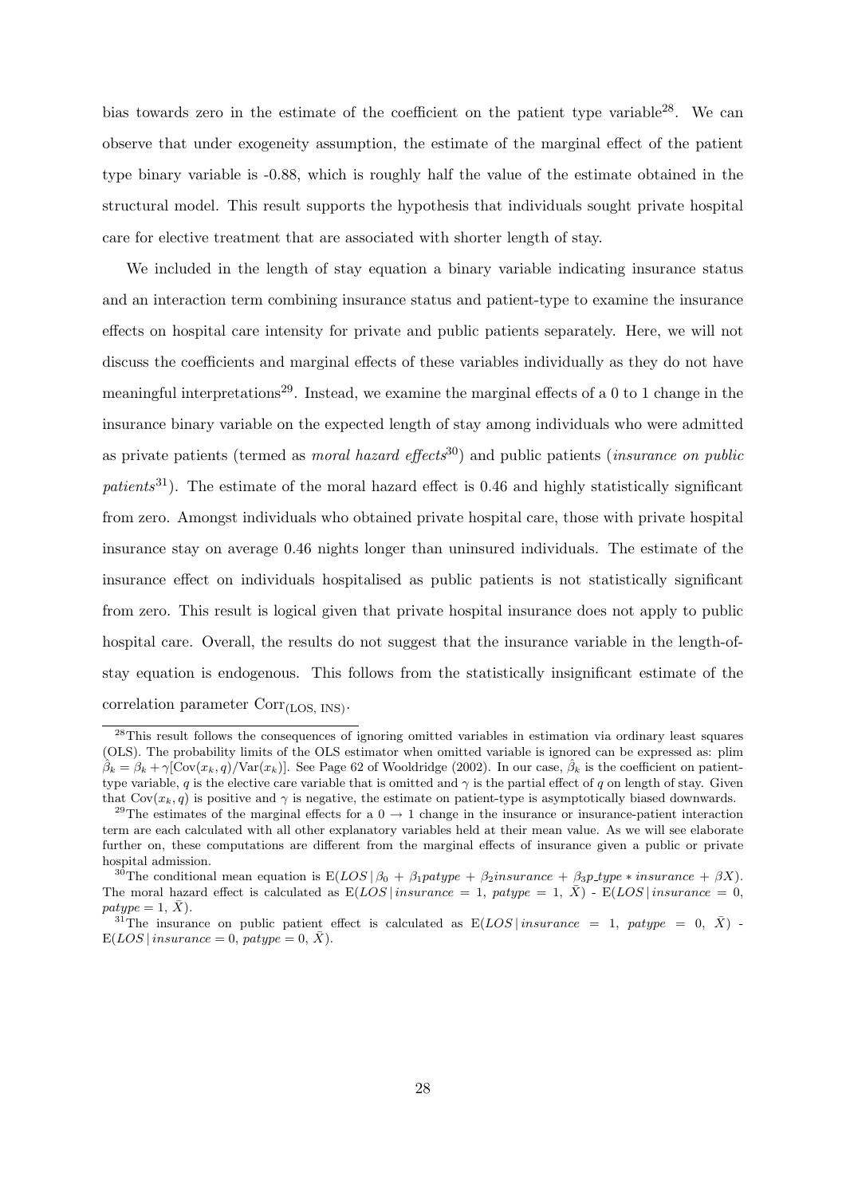bias towards zero in the estimate of the coefficient on the patient type variable[28]. We can observe that under exogeneity assumption, the estimate of the marginal effect of the patient type binary variable is -0.88, which is roughly half the value of the estimate obtained in the structural model. This result supports the hypothesis that individuals sought private hospital care for elective treatment that are associated with shorter length of stay.

We included in the length of stay equation a binary variable indicating insurance status and an interaction term combining insurance status and patient-type to examine the insurance effects on hospital care intensity for private and public patients separately. Here, we will not discuss the coefficients and marginal effects of these variables individually as they do not have meaningful interpretations[29]. Instead, we examine the marginal effects of a 0 to 1 change in the insurance binary variable on the expected length of stay among individuals who were admitted as private patients (termed as *moral hazard effects*[30]) and public patients (*insurance on public patients*[31]). The estimate of the moral hazard effect is 0.46 and highly statistically significant from zero. Amongst individuals who obtained private hospital care, those with private hospital insurance stay on average 0.46 nights longer than uninsured individuals. The estimate of the insurance effect on individuals hospitalised as public patients is not statistically significant from zero. This result is logical given that private hospital insurance does not apply to public hospital care. Overall, the results do not suggest that the insurance variable in the length-of-stay equation is endogenous. This follows from the statistically insignificant estimate of the correlation parameter $\text{Corr}_{(\text{LOS, INS})}$.

---

[28] This result follows the consequences of ignoring omitted variables in estimation via ordinary least squares (OLS). The probability limits of the OLS estimator when omitted variable is ignored can be expressed as: plim $\hat{\beta}_k = \beta_k + \gamma[\text{Cov}(x_k, q)/\text{Var}(x_k)]$. See Page 62 of Wooldridge (2002). In our case, $\hat{\beta}_k$ is the coefficient on patient-type variable, $q$ is the elective care variable that is omitted and $\gamma$ is the partial effect of $q$ on length of stay. Given that $\text{Cov}(x_k, q)$ is positive and $\gamma$ is negative, the estimate on patient-type is asymptotically biased downwards.

[29] The estimates of the marginal effects for a $0 \rightarrow 1$ change in the insurance or insurance-patient interaction term are each calculated with all other explanatory variables held at their mean value. As we will see elaborate further on, these computations are different from the marginal effects of insurance given a public or private hospital admission.

[30] The conditional mean equation is $\text{E}(LOS \,|\, \beta_0 + \beta_1 patype + \beta_2 insurance + \beta_3 p\_type * insurance + \beta X)$. The moral hazard effect is calculated as $\text{E}(LOS \,|\, insurance = 1,\ patype = 1,\ \bar{X})$ - $\text{E}(LOS \,|\, insurance = 0,\ patype = 1,\ \bar{X})$.

[31] The insurance on public patient effect is calculated as $\text{E}(LOS \,|\, insurance = 1,\ patype = 0,\ \bar{X})$ - $\text{E}(LOS \,|\, insurance = 0,\ patype = 0,\ \bar{X})$.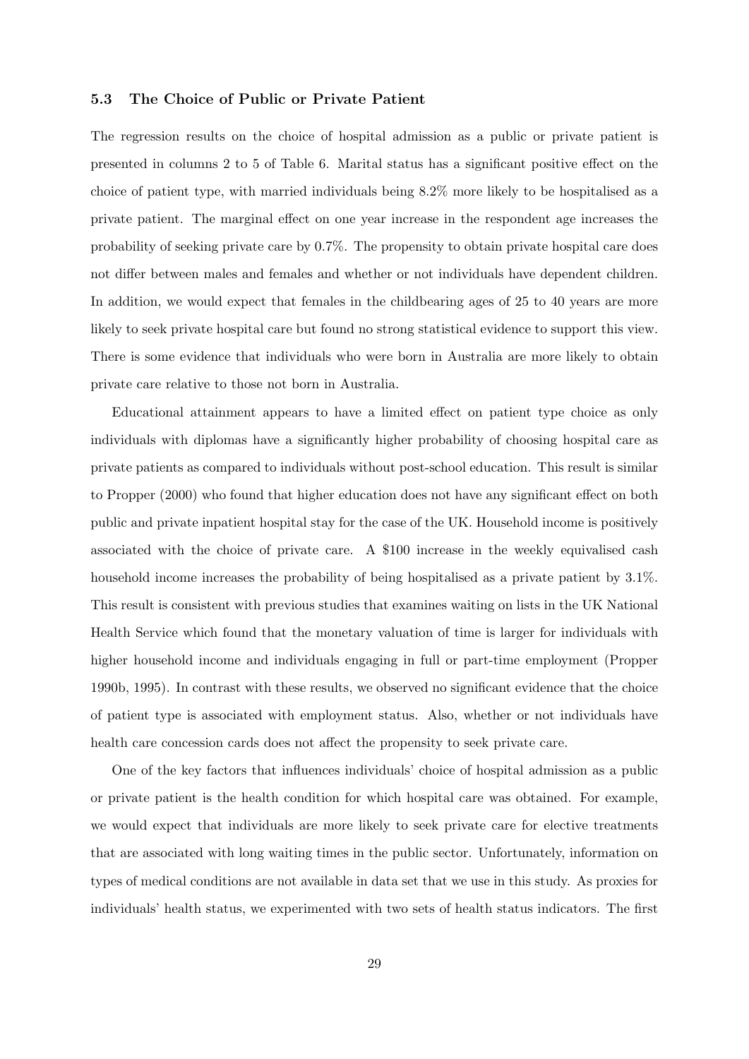### 5.3 The Choice of Public or Private Patient

The regression results on the choice of hospital admission as a public or private patient is presented in columns 2 to 5 of Table 6. Marital status has a significant positive effect on the choice of patient type, with married individuals being 8.2% more likely to be hospitalised as a private patient. The marginal effect on one year increase in the respondent age increases the probability of seeking private care by 0.7%. The propensity to obtain private hospital care does not differ between males and females and whether or not individuals have dependent children. In addition, we would expect that females in the childbearing ages of 25 to 40 years are more likely to seek private hospital care but found no strong statistical evidence to support this view. There is some evidence that individuals who were born in Australia are more likely to obtain private care relative to those not born in Australia.

Educational attainment appears to have a limited effect on patient type choice as only individuals with diplomas have a significantly higher probability of choosing hospital care as private patients as compared to individuals without post-school education. This result is similar to Propper (2000) who found that higher education does not have any significant effect on both public and private inpatient hospital stay for the case of the UK. Household income is positively associated with the choice of private care. A $100 increase in the weekly equivalised cash household income increases the probability of being hospitalised as a private patient by 3.1%. This result is consistent with previous studies that examines waiting on lists in the UK National Health Service which found that the monetary valuation of time is larger for individuals with higher household income and individuals engaging in full or part-time employment (Propper 1990b, 1995). In contrast with these results, we observed no significant evidence that the choice of patient type is associated with employment status. Also, whether or not individuals have health care concession cards does not affect the propensity to seek private care.

One of the key factors that influences individuals' choice of hospital admission as a public or private patient is the health condition for which hospital care was obtained. For example, we would expect that individuals are more likely to seek private care for elective treatments that are associated with long waiting times in the public sector. Unfortunately, information on types of medical conditions are not available in data set that we use in this study. As proxies for individuals' health status, we experimented with two sets of health status indicators. The first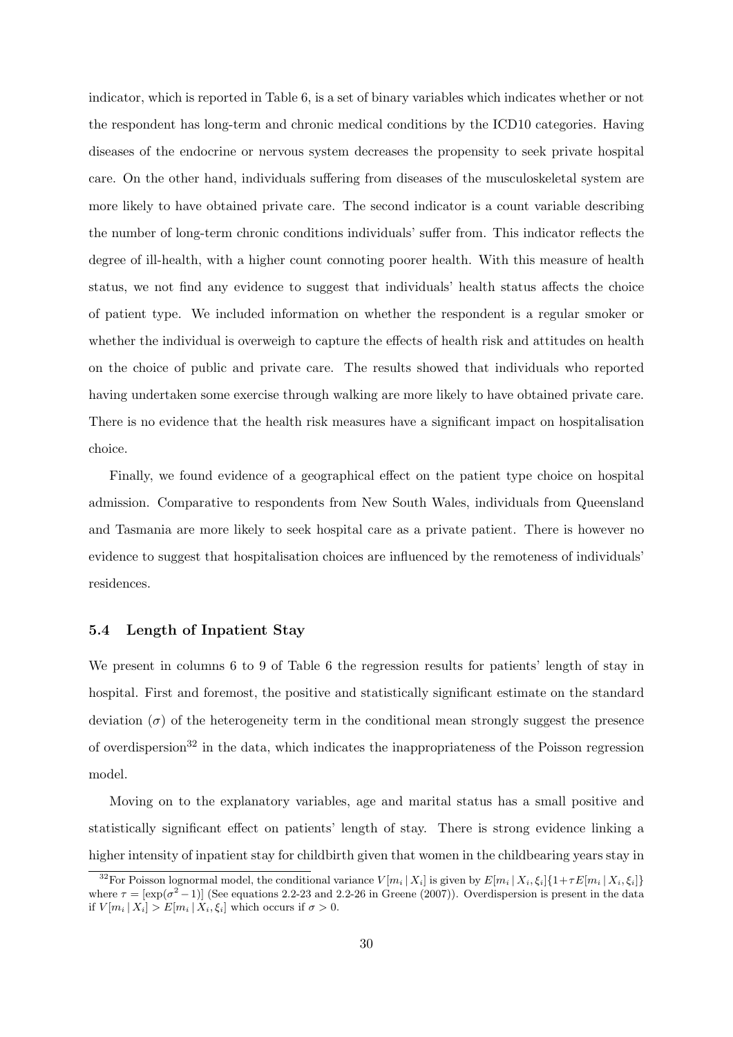indicator, which is reported in Table 6, is a set of binary variables which indicates whether or not the respondent has long-term and chronic medical conditions by the ICD10 categories. Having diseases of the endocrine or nervous system decreases the propensity to seek private hospital care. On the other hand, individuals suffering from diseases of the musculoskeletal system are more likely to have obtained private care. The second indicator is a count variable describing the number of long-term chronic conditions individuals' suffer from. This indicator reflects the degree of ill-health, with a higher count connoting poorer health. With this measure of health status, we not find any evidence to suggest that individuals' health status affects the choice of patient type. We included information on whether the respondent is a regular smoker or whether the individual is overweigh to capture the effects of health risk and attitudes on health on the choice of public and private care. The results showed that individuals who reported having undertaken some exercise through walking are more likely to have obtained private care. There is no evidence that the health risk measures have a significant impact on hospitalisation choice.

Finally, we found evidence of a geographical effect on the patient type choice on hospital admission. Comparative to respondents from New South Wales, individuals from Queensland and Tasmania are more likely to seek hospital care as a private patient. There is however no evidence to suggest that hospitalisation choices are influenced by the remoteness of individuals' residences.

### 5.4 Length of Inpatient Stay

We present in columns 6 to 9 of Table 6 the regression results for patients' length of stay in hospital. First and foremost, the positive and statistically significant estimate on the standard deviation ($\sigma$) of the heterogeneity term in the conditional mean strongly suggest the presence of overdispersion[32] in the data, which indicates the inappropriateness of the Poisson regression model.

Moving on to the explanatory variables, age and marital status has a small positive and statistically significant effect on patients' length of stay. There is strong evidence linking a higher intensity of inpatient stay for childbirth given that women in the childbearing years stay in

[32]For Poisson lognormal model, the conditional variance $V[m_i \mid X_i]$ is given by $E[m_i \mid X_i, \xi_i]\{1+\tau E[m_i \mid X_i, \xi_i]\}$ where $\tau = [\exp(\sigma^2 - 1)]$ (See equations 2.2-23 and 2.2-26 in Greene (2007)). Overdispersion is present in the data if $V[m_i \mid X_i] > E[m_i \mid X_i, \xi_i]$ which occurs if $\sigma > 0$.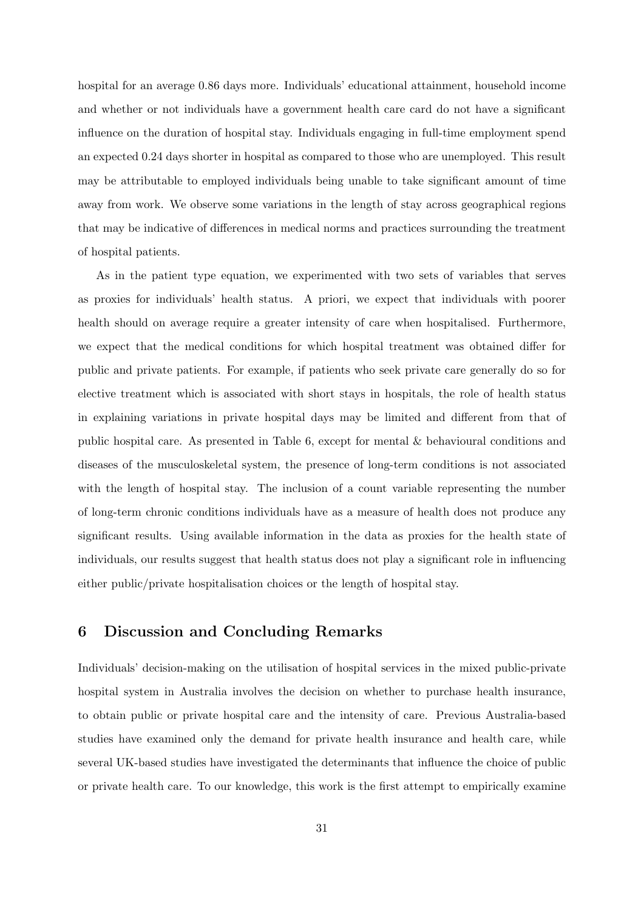hospital for an average 0.86 days more. Individuals' educational attainment, household income and whether or not individuals have a government health care card do not have a significant influence on the duration of hospital stay. Individuals engaging in full-time employment spend an expected 0.24 days shorter in hospital as compared to those who are unemployed. This result may be attributable to employed individuals being unable to take significant amount of time away from work. We observe some variations in the length of stay across geographical regions that may be indicative of differences in medical norms and practices surrounding the treatment of hospital patients.

As in the patient type equation, we experimented with two sets of variables that serves as proxies for individuals' health status. A priori, we expect that individuals with poorer health should on average require a greater intensity of care when hospitalised. Furthermore, we expect that the medical conditions for which hospital treatment was obtained differ for public and private patients. For example, if patients who seek private care generally do so for elective treatment which is associated with short stays in hospitals, the role of health status in explaining variations in private hospital days may be limited and different from that of public hospital care. As presented in Table 6, except for mental & behavioural conditions and diseases of the musculoskeletal system, the presence of long-term conditions is not associated with the length of hospital stay. The inclusion of a count variable representing the number of long-term chronic conditions individuals have as a measure of health does not produce any significant results. Using available information in the data as proxies for the health state of individuals, our results suggest that health status does not play a significant role in influencing either public/private hospitalisation choices or the length of hospital stay.

## 6 Discussion and Concluding Remarks

Individuals' decision-making on the utilisation of hospital services in the mixed public-private hospital system in Australia involves the decision on whether to purchase health insurance, to obtain public or private hospital care and the intensity of care. Previous Australia-based studies have examined only the demand for private health insurance and health care, while several UK-based studies have investigated the determinants that influence the choice of public or private health care. To our knowledge, this work is the first attempt to empirically examine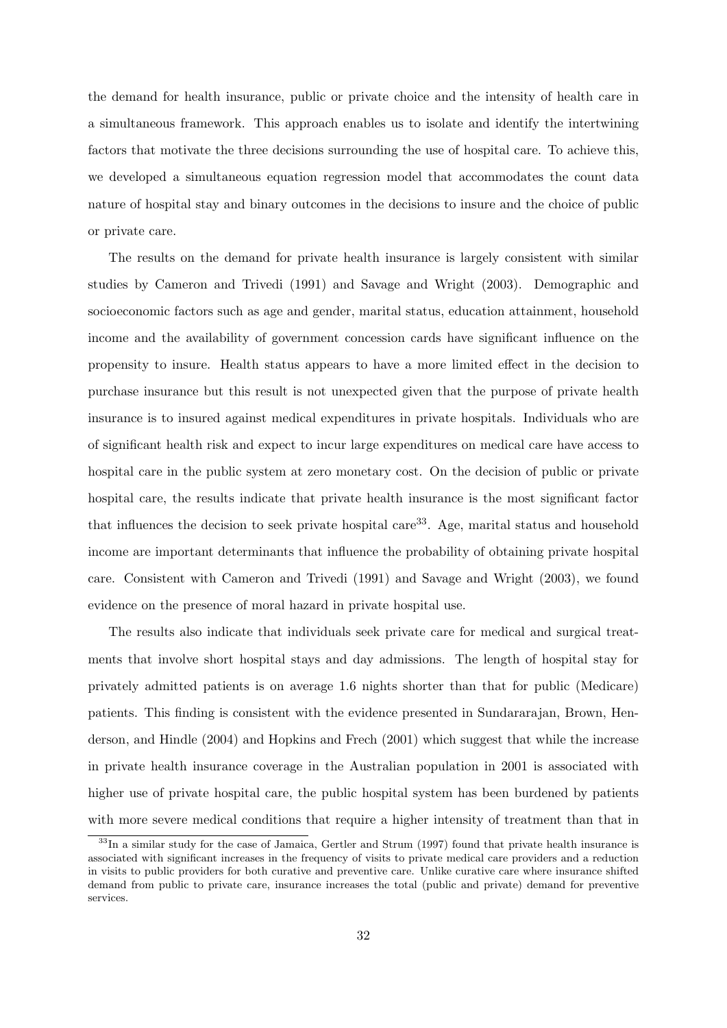the demand for health insurance, public or private choice and the intensity of health care in a simultaneous framework. This approach enables us to isolate and identify the intertwining factors that motivate the three decisions surrounding the use of hospital care. To achieve this, we developed a simultaneous equation regression model that accommodates the count data nature of hospital stay and binary outcomes in the decisions to insure and the choice of public or private care.

The results on the demand for private health insurance is largely consistent with similar studies by Cameron and Trivedi (1991) and Savage and Wright (2003). Demographic and socioeconomic factors such as age and gender, marital status, education attainment, household income and the availability of government concession cards have significant influence on the propensity to insure. Health status appears to have a more limited effect in the decision to purchase insurance but this result is not unexpected given that the purpose of private health insurance is to insured against medical expenditures in private hospitals. Individuals who are of significant health risk and expect to incur large expenditures on medical care have access to hospital care in the public system at zero monetary cost. On the decision of public or private hospital care, the results indicate that private health insurance is the most significant factor that influences the decision to seek private hospital care[33]. Age, marital status and household income are important determinants that influence the probability of obtaining private hospital care. Consistent with Cameron and Trivedi (1991) and Savage and Wright (2003), we found evidence on the presence of moral hazard in private hospital use.

The results also indicate that individuals seek private care for medical and surgical treatments that involve short hospital stays and day admissions. The length of hospital stay for privately admitted patients is on average 1.6 nights shorter than that for public (Medicare) patients. This finding is consistent with the evidence presented in Sundararajan, Brown, Henderson, and Hindle (2004) and Hopkins and Frech (2001) which suggest that while the increase in private health insurance coverage in the Australian population in 2001 is associated with higher use of private hospital care, the public hospital system has been burdened by patients with more severe medical conditions that require a higher intensity of treatment than that in

[33]In a similar study for the case of Jamaica, Gertler and Strum (1997) found that private health insurance is associated with significant increases in the frequency of visits to private medical care providers and a reduction in visits to public providers for both curative and preventive care. Unlike curative care where insurance shifted demand from public to private care, insurance increases the total (public and private) demand for preventive services.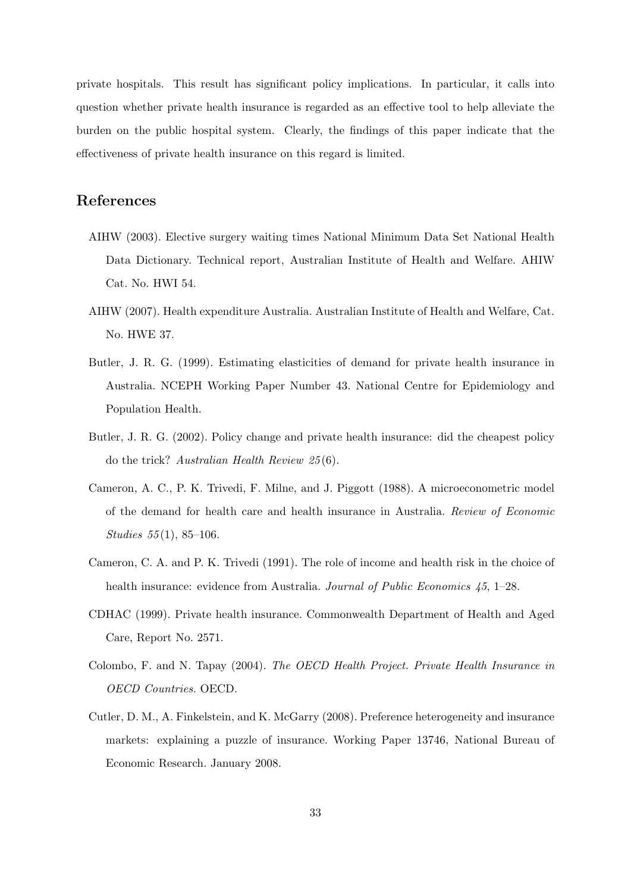private hospitals. This result has significant policy implications. In particular, it calls into question whether private health insurance is regarded as an effective tool to help alleviate the burden on the public hospital system. Clearly, the findings of this paper indicate that the effectiveness of private health insurance on this regard is limited.

## References

AIHW (2003). Elective surgery waiting times National Minimum Data Set National Health Data Dictionary. Technical report, Australian Institute of Health and Welfare. AHIW Cat. No. HWI 54.

AIHW (2007). Health expenditure Australia. Australian Institute of Health and Welfare, Cat. No. HWE 37.

Butler, J. R. G. (1999). Estimating elasticities of demand for private health insurance in Australia. NCEPH Working Paper Number 43. National Centre for Epidemiology and Population Health.

Butler, J. R. G. (2002). Policy change and private health insurance: did the cheapest policy do the trick? *Australian Health Review 25*(6).

Cameron, A. C., P. K. Trivedi, F. Milne, and J. Piggott (1988). A microeconometric model of the demand for health care and health insurance in Australia. *Review of Economic Studies 55*(1), 85–106.

Cameron, C. A. and P. K. Trivedi (1991). The role of income and health risk in the choice of health insurance: evidence from Australia. *Journal of Public Economics 45*, 1–28.

CDHAC (1999). Private health insurance. Commonwealth Department of Health and Aged Care, Report No. 2571.

Colombo, F. and N. Tapay (2004). *The OECD Health Project. Private Health Insurance in OECD Countries.* OECD.

Cutler, D. M., A. Finkelstein, and K. McGarry (2008). Preference heterogeneity and insurance markets: explaining a puzzle of insurance. Working Paper 13746, National Bureau of Economic Research. January 2008.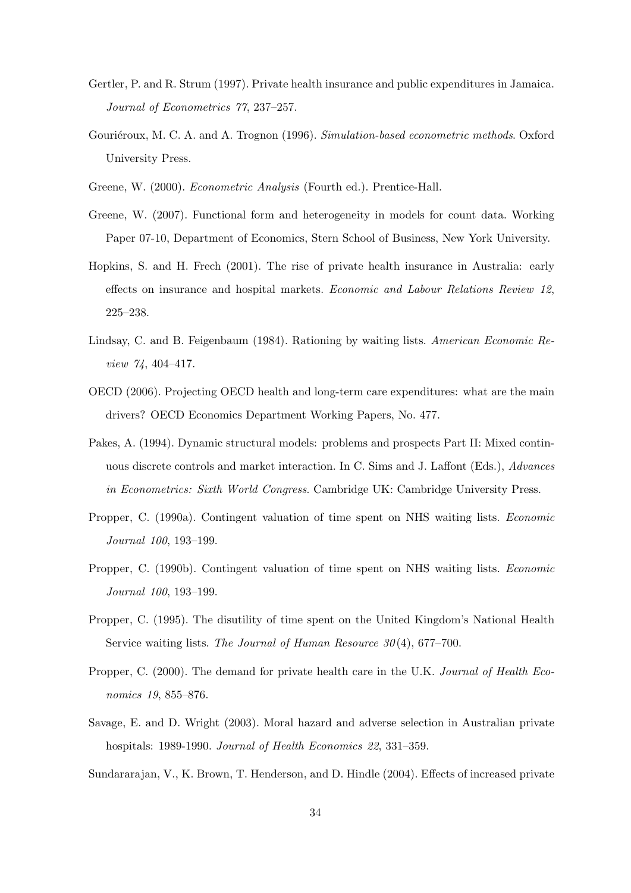Gertler, P. and R. Strum (1997). Private health insurance and public expenditures in Jamaica. *Journal of Econometrics 77*, 237–257.

Gouriéroux, M. C. A. and A. Trognon (1996). *Simulation-based econometric methods*. Oxford University Press.

Greene, W. (2000). *Econometric Analysis* (Fourth ed.). Prentice-Hall.

Greene, W. (2007). Functional form and heterogeneity in models for count data. Working Paper 07-10, Department of Economics, Stern School of Business, New York University.

Hopkins, S. and H. Frech (2001). The rise of private health insurance in Australia: early effects on insurance and hospital markets. *Economic and Labour Relations Review 12*, 225–238.

Lindsay, C. and B. Feigenbaum (1984). Rationing by waiting lists. *American Economic Review 74*, 404–417.

OECD (2006). Projecting OECD health and long-term care expenditures: what are the main drivers? OECD Economics Department Working Papers, No. 477.

Pakes, A. (1994). Dynamic structural models: problems and prospects Part II: Mixed continuous discrete controls and market interaction. In C. Sims and J. Laffont (Eds.), *Advances in Econometrics: Sixth World Congress*. Cambridge UK: Cambridge University Press.

Propper, C. (1990a). Contingent valuation of time spent on NHS waiting lists. *Economic Journal 100*, 193–199.

Propper, C. (1990b). Contingent valuation of time spent on NHS waiting lists. *Economic Journal 100*, 193–199.

Propper, C. (1995). The disutility of time spent on the United Kingdom's National Health Service waiting lists. *The Journal of Human Resource 30*(4), 677–700.

Propper, C. (2000). The demand for private health care in the U.K. *Journal of Health Economics 19*, 855–876.

Savage, E. and D. Wright (2003). Moral hazard and adverse selection in Australian private hospitals: 1989-1990. *Journal of Health Economics 22*, 331–359.

Sundararajan, V., K. Brown, T. Henderson, and D. Hindle (2004). Effects of increased private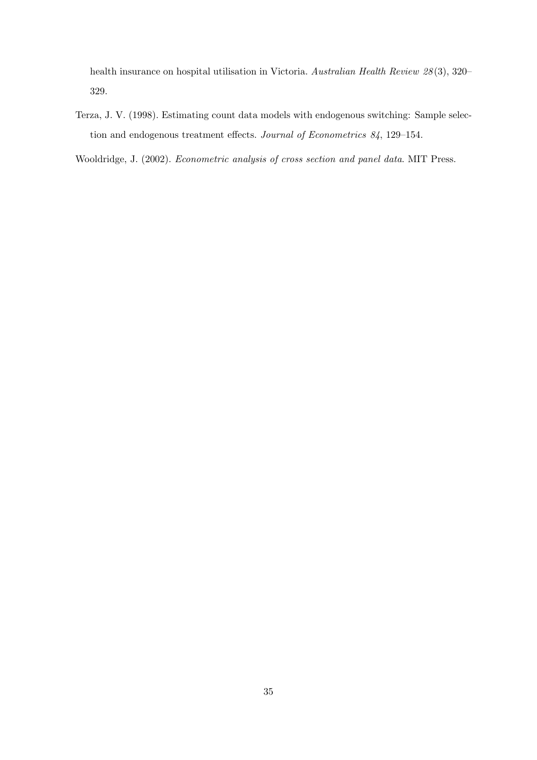health insurance on hospital utilisation in Victoria. *Australian Health Review 28*(3), 320–329.

Terza, J. V. (1998). Estimating count data models with endogenous switching: Sample selection and endogenous treatment effects. *Journal of Econometrics 84*, 129–154.

Wooldridge, J. (2002). *Econometric analysis of cross section and panel data*. MIT Press.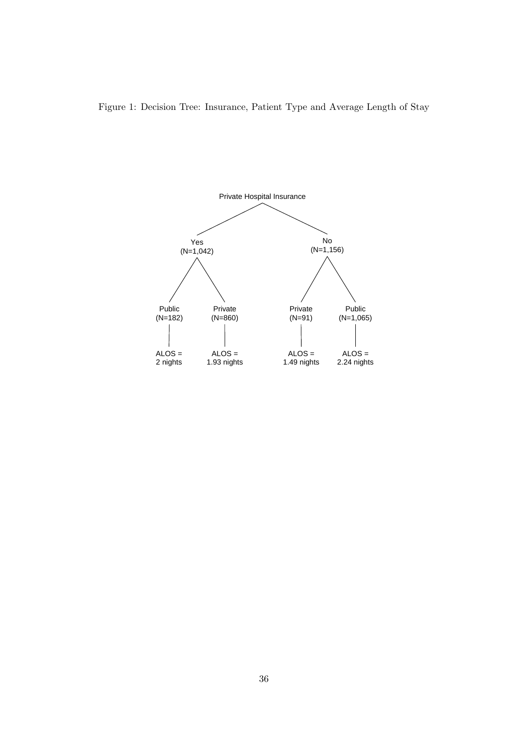Figure 1: Decision Tree: Insurance, Patient Type and Average Length of Stay

Private Hospital Insurance

Yes (N=1,042)

- Public (N=182) — ALOS = 2 nights
- Private (N=860) — ALOS = 1.93 nights

No (N=1,156)

- Private (N=91) — ALOS = 1.49 nights
- Public (N=1,065) — ALOS = 2.24 nights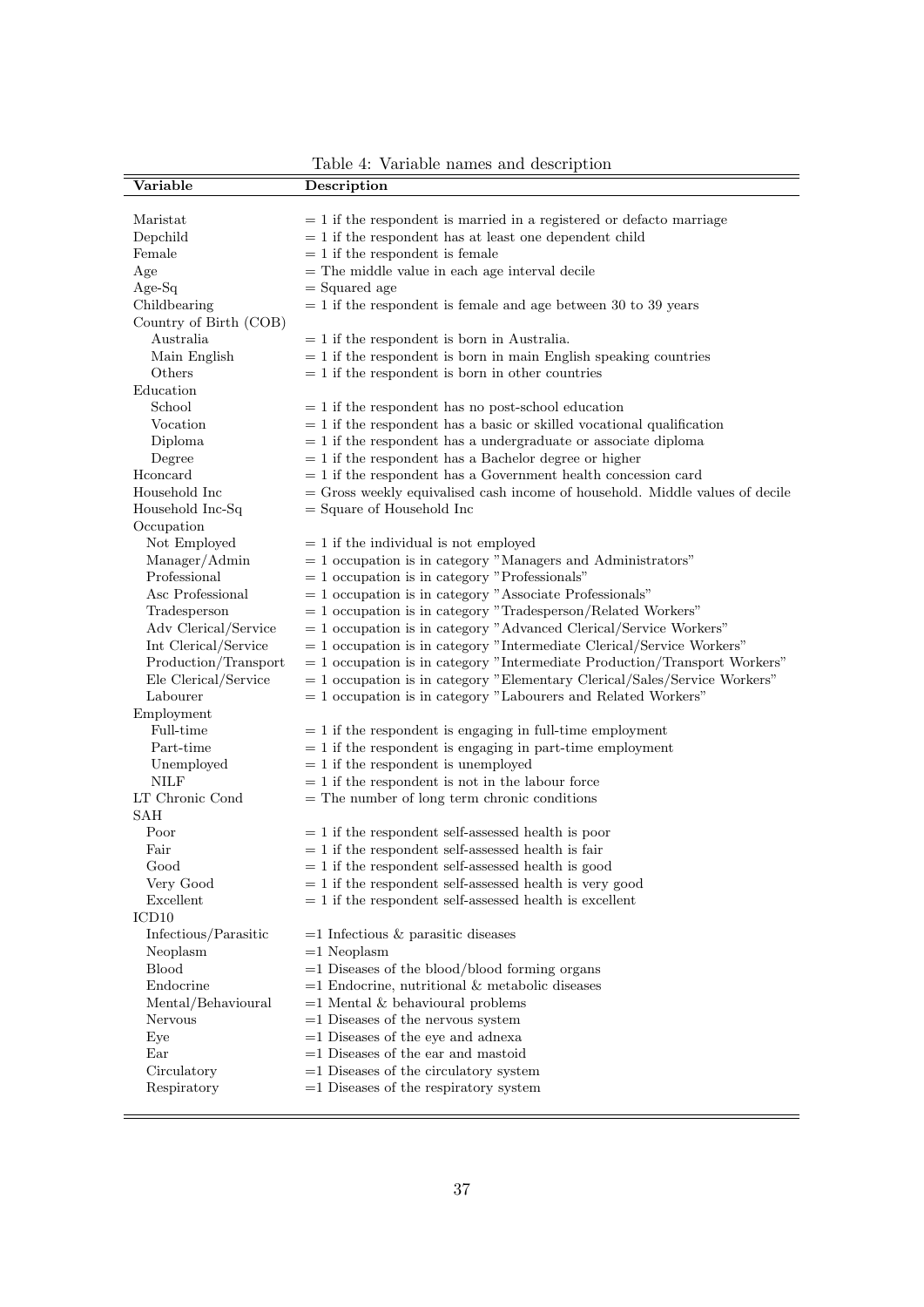Table 4: Variable names and description

| Variable | Description |
|---|---|
| Maristat | = 1 if the respondent is married in a registered or defacto marriage |
| Depchild | = 1 if the respondent has at least one dependent child |
| Female | = 1 if the respondent is female |
| Age | = The middle value in each age interval decile |
| Age-Sq | = Squared age |
| Childbearing | = 1 if the respondent is female and age between 30 to 39 years |
| Country of Birth (COB) | |
| Australia | = 1 if the respondent is born in Australia. |
| Main English | = 1 if the respondent is born in main English speaking countries |
| Others | = 1 if the respondent is born in other countries |
| Education | |
| School | = 1 if the respondent has no post-school education |
| Vocation | = 1 if the respondent has a basic or skilled vocational qualification |
| Diploma | = 1 if the respondent has a undergraduate or associate diploma |
| Degree | = 1 if the respondent has a Bachelor degree or higher |
| Hconcard | = 1 if the respondent has a Government health concession card |
| Household Inc | = Gross weekly equivalised cash income of household. Middle values of decile |
| Household Inc-Sq | = Square of Household Inc |
| Occupation | |
| Not Employed | = 1 if the individual is not employed |
| Manager/Admin | = 1 occupation is in category "Managers and Administrators" |
| Professional | = 1 occupation is in category "Professionals" |
| Asc Professional | = 1 occupation is in category "Associate Professionals" |
| Tradesperson | = 1 occupation is in category "Tradesperson/Related Workers" |
| Adv Clerical/Service | = 1 occupation is in category "Advanced Clerical/Service Workers" |
| Int Clerical/Service | = 1 occupation is in category "Intermediate Clerical/Service Workers" |
| Production/Transport | = 1 occupation is in category "Intermediate Production/Transport Workers" |
| Ele Clerical/Service | = 1 occupation is in category "Elementary Clerical/Sales/Service Workers" |
| Labourer | = 1 occupation is in category "Labourers and Related Workers" |
| Employment | |
| Full-time | = 1 if the respondent is engaging in full-time employment |
| Part-time | = 1 if the respondent is engaging in part-time employment |
| Unemployed | = 1 if the respondent is unemployed |
| NILF | = 1 if the respondent is not in the labour force |
| LT Chronic Cond | = The number of long term chronic conditions |
| SAH | |
| Poor | = 1 if the respondent self-assessed health is poor |
| Fair | = 1 if the respondent self-assessed health is fair |
| Good | = 1 if the respondent self-assessed health is good |
| Very Good | = 1 if the respondent self-assessed health is very good |
| Excellent | = 1 if the respondent self-assessed health is excellent |
| ICD10 | |
| Infectious/Parasitic | =1 Infectious & parasitic diseases |
| Neoplasm | =1 Neoplasm |
| Blood | =1 Diseases of the blood/blood forming organs |
| Endocrine | =1 Endocrine, nutritional & metabolic diseases |
| Mental/Behavioural | =1 Mental & behavioural problems |
| Nervous | =1 Diseases of the nervous system |
| Eye | =1 Diseases of the eye and adnexa |
| Ear | =1 Diseases of the ear and mastoid |
| Circulatory | =1 Diseases of the circulatory system |
| Respiratory | =1 Diseases of the respiratory system |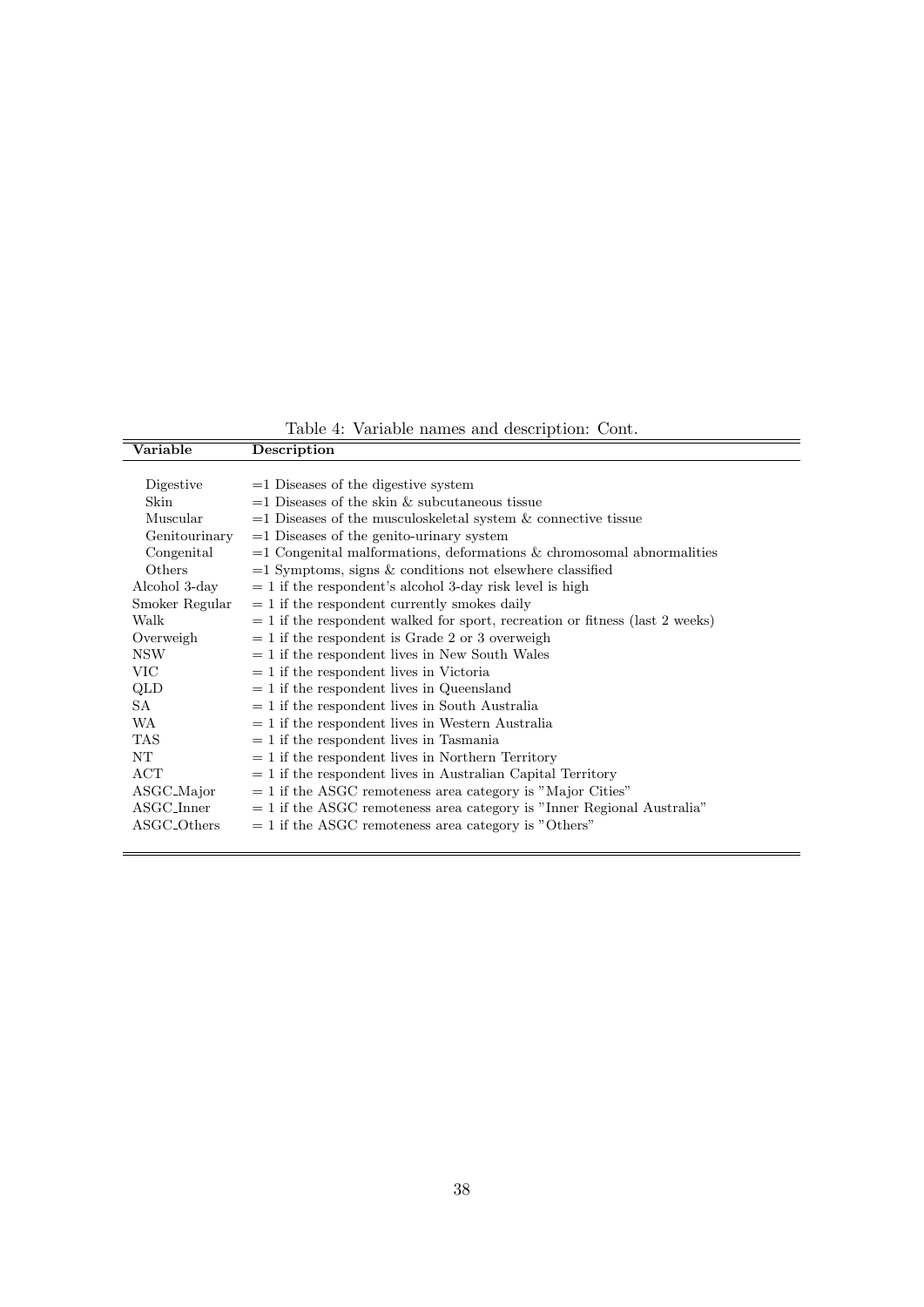Table 4: Variable names and description: Cont.

| Variable | Description |
|---|---|
| Digestive | =1 Diseases of the digestive system |
| Skin | =1 Diseases of the skin & subcutaneous tissue |
| Muscular | =1 Diseases of the musculoskeletal system & connective tissue |
| Genitourinary | =1 Diseases of the genito-urinary system |
| Congenital | =1 Congenital malformations, deformations & chromosomal abnormalities |
| Others | =1 Symptoms, signs & conditions not elsewhere classified |
| Alcohol 3-day | = 1 if the respondent's alcohol 3-day risk level is high |
| Smoker Regular | = 1 if the respondent currently smokes daily |
| Walk | = 1 if the respondent walked for sport, recreation or fitness (last 2 weeks) |
| Overweigh | = 1 if the respondent is Grade 2 or 3 overweigh |
| NSW | = 1 if the respondent lives in New South Wales |
| VIC | = 1 if the respondent lives in Victoria |
| QLD | = 1 if the respondent lives in Queensland |
| SA | = 1 if the respondent lives in South Australia |
| WA | = 1 if the respondent lives in Western Australia |
| TAS | = 1 if the respondent lives in Tasmania |
| NT | = 1 if the respondent lives in Northern Territory |
| ACT | = 1 if the respondent lives in Australian Capital Territory |
| ASGC_Major | = 1 if the ASGC remoteness area category is "Major Cities" |
| ASGC_Inner | = 1 if the ASGC remoteness area category is "Inner Regional Australia" |
| ASGC_Others | = 1 if the ASGC remoteness area category is "Others" |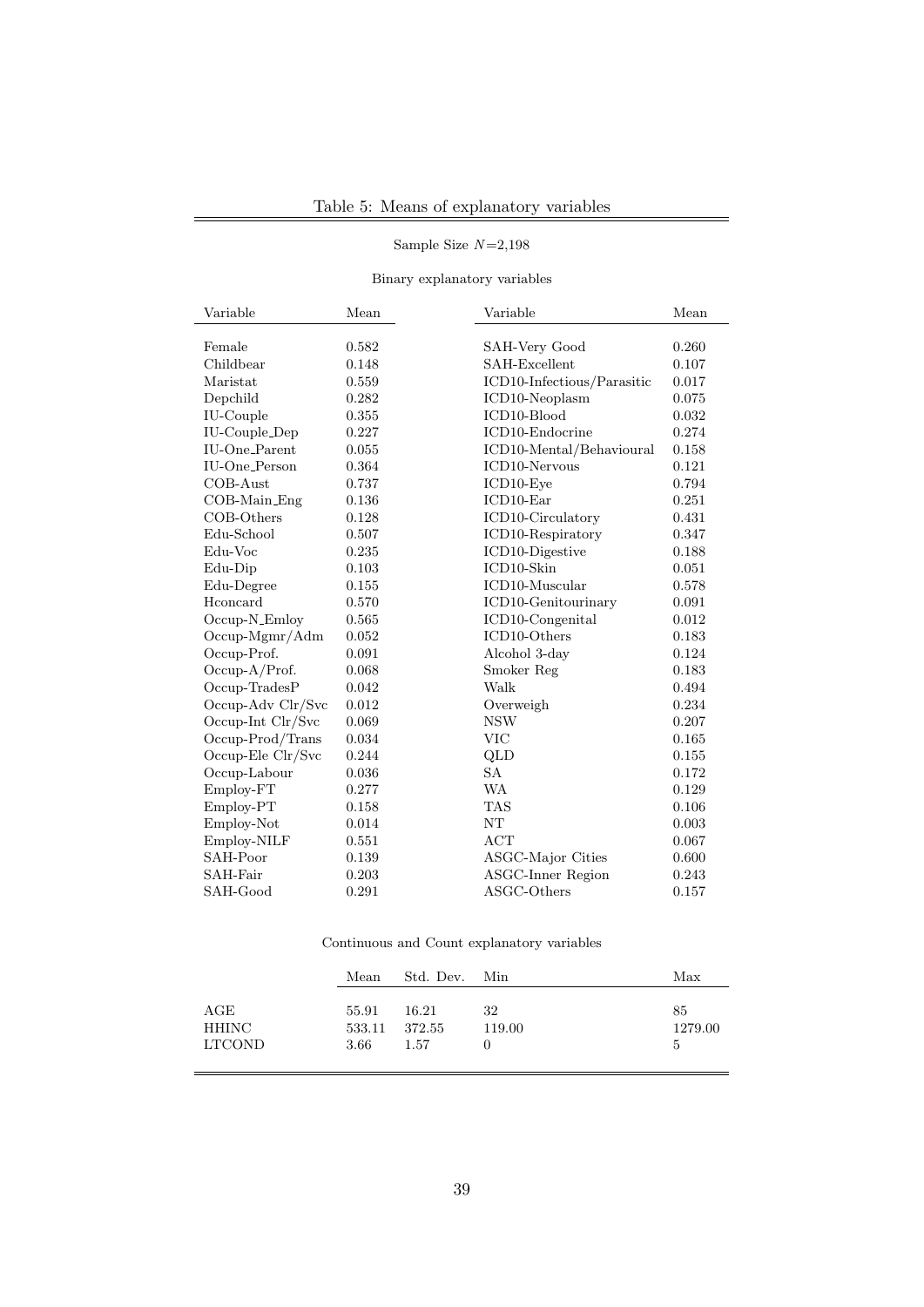Table 5: Means of explanatory variables

Sample Size $N$=2,198

Binary explanatory variables

| Variable | Mean | Variable | Mean |
|---|---|---|---|
| Female | 0.582 | SAH-Very Good | 0.260 |
| Childbear | 0.148 | SAH-Excellent | 0.107 |
| Maristat | 0.559 | ICD10-Infectious/Parasitic | 0.017 |
| Depchild | 0.282 | ICD10-Neoplasm | 0.075 |
| IU-Couple | 0.355 | ICD10-Blood | 0.032 |
| IU-Couple_Dep | 0.227 | ICD10-Endocrine | 0.274 |
| IU-One_Parent | 0.055 | ICD10-Mental/Behavioural | 0.158 |
| IU-One_Person | 0.364 | ICD10-Nervous | 0.121 |
| COB-Aust | 0.737 | ICD10-Eye | 0.794 |
| COB-Main_Eng | 0.136 | ICD10-Ear | 0.251 |
| COB-Others | 0.128 | ICD10-Circulatory | 0.431 |
| Edu-School | 0.507 | ICD10-Respiratory | 0.347 |
| Edu-Voc | 0.235 | ICD10-Digestive | 0.188 |
| Edu-Dip | 0.103 | ICD10-Skin | 0.051 |
| Edu-Degree | 0.155 | ICD10-Muscular | 0.578 |
| Hconcard | 0.570 | ICD10-Genitourinary | 0.091 |
| Occup-N_Emloy | 0.565 | ICD10-Congenital | 0.012 |
| Occup-Mgmr/Adm | 0.052 | ICD10-Others | 0.183 |
| Occup-Prof. | 0.091 | Alcohol 3-day | 0.124 |
| Occup-A/Prof. | 0.068 | Smoker Reg | 0.183 |
| Occup-TradesP | 0.042 | Walk | 0.494 |
| Occup-Adv Clr/Svc | 0.012 | Overweigh | 0.234 |
| Occup-Int Clr/Svc | 0.069 | NSW | 0.207 |
| Occup-Prod/Trans | 0.034 | VIC | 0.165 |
| Occup-Ele Clr/Svc | 0.244 | QLD | 0.155 |
| Occup-Labour | 0.036 | SA | 0.172 |
| Employ-FT | 0.277 | WA | 0.129 |
| Employ-PT | 0.158 | TAS | 0.106 |
| Employ-Not | 0.014 | NT | 0.003 |
| Employ-NILF | 0.551 | ACT | 0.067 |
| SAH-Poor | 0.139 | ASGC-Major Cities | 0.600 |
| SAH-Fair | 0.203 | ASGC-Inner Region | 0.243 |
| SAH-Good | 0.291 | ASGC-Others | 0.157 |

Continuous and Count explanatory variables

| | Mean | Std. Dev. | Min | Max |
|---|---|---|---|---|
| AGE | 55.91 | 16.21 | 32 | 85 |
| HHINC | 533.11 | 372.55 | 119.00 | 1279.00 |
| LTCOND | 3.66 | 1.57 | 0 | 5 |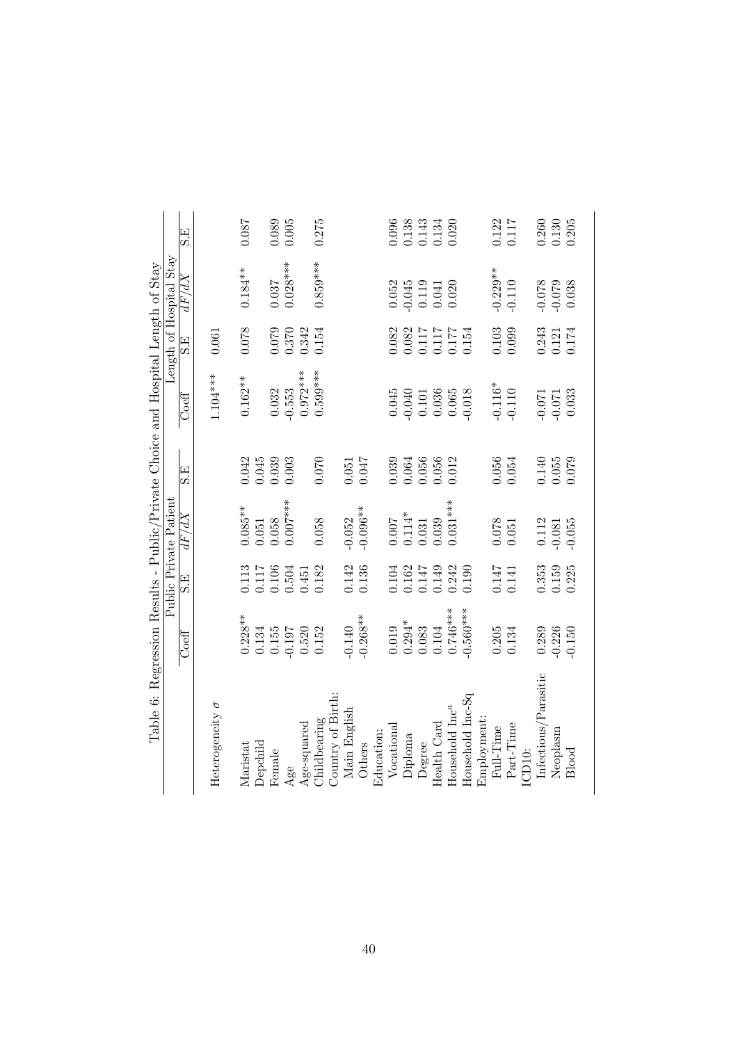Table 6: Regression Results - Public/Private Choice and Hospital Length of Stay

| | Public Private Patient | | | | Length of Hospital Stay | | | |
|---|---|---|---|---|---|---|---|---|
| | Coeff | S.E | $dF/dX$ | S.E | Coeff | S.E | $dF/dX$ | S.E |
| Heterogeneity $\sigma$ | | | | | 1.104*** | 0.061 | | |
| Maristat | 0.228** | 0.113 | 0.085** | 0.042 | 0.162** | 0.078 | 0.184** | 0.087 |
| Depchild | 0.134 | 0.117 | 0.051 | 0.045 | | | | |
| Female | 0.155 | 0.106 | 0.058 | 0.039 | 0.032 | 0.079 | 0.037 | 0.089 |
| Age | -0.197 | 0.504 | 0.007*** | 0.003 | -0.553 | 0.370 | 0.028*** | 0.005 |
| Age-squared | 0.520 | 0.451 | | | 0.972*** | 0.342 | | |
| Childbearing | 0.152 | 0.182 | 0.058 | 0.070 | 0.599*** | 0.154 | 0.859*** | 0.275 |
| Country of Birth: | | | | | | | | |
| Main English | -0.140 | 0.142 | -0.052 | 0.051 | | | | |
| Others | -0.268** | 0.136 | -0.096** | 0.047 | | | | |
| Education: | | | | | | | | |
| Vocational | 0.019 | 0.104 | 0.007 | 0.039 | 0.045 | 0.082 | 0.052 | 0.096 |
| Diploma | 0.294* | 0.162 | 0.114* | 0.064 | -0.040 | 0.082 | -0.045 | 0.138 |
| Degree | 0.083 | 0.147 | 0.031 | 0.056 | 0.101 | 0.117 | 0.119 | 0.143 |
| Health Card | 0.104 | 0.149 | 0.039 | 0.056 | 0.036 | 0.117 | 0.041 | 0.134 |
| Household Inc[a] | 0.746*** | 0.242 | 0.031*** | 0.012 | 0.065 | 0.177 | 0.020 | 0.020 |
| Household Inc-Sq | -0.560*** | 0.190 | | | -0.018 | 0.154 | | |
| Employment: | | | | | | | | |
| Full-Time | 0.205 | 0.147 | 0.078 | 0.056 | -0.116* | 0.103 | -0.229** | 0.122 |
| Part-Time | 0.134 | 0.141 | 0.051 | 0.054 | -0.110 | 0.099 | -0.110 | 0.117 |
| ICD10: | | | | | | | | |
| Infectious/Parasitic | 0.289 | 0.353 | 0.112 | 0.140 | -0.071 | 0.243 | -0.078 | 0.260 |
| Neoplasm | -0.226 | 0.159 | -0.081 | 0.055 | -0.071 | 0.121 | -0.079 | 0.130 |
| Blood | -0.150 | 0.225 | -0.055 | 0.079 | 0.033 | 0.174 | 0.038 | 0.205 |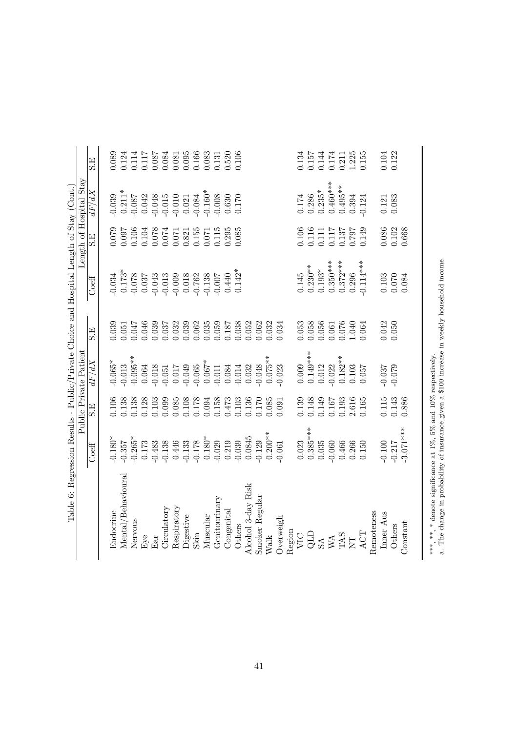Table 6: Regression Results - Public/Private Choice and Hospital Length of Stay (Cont.)

| | Public Private Patient | | | | Length of Hospital Stay | | | |
|---|---|---|---|---|---|---|---|---|
| | Coeff | S.E | $dF/dX$ | S.E | Coeff | S.E | $dF/dX$ | S.E |
| Endocrine | -0.180* | 0.106 | -0.065* | 0.039 | -0.034 | 0.079 | -0.039 | 0.089 |
| Mental/Behavioural | -0.357 | 0.138 | -0.013 | 0.051 | 0.173* | 0.097 | 0.211* | 0.124 |
| Nervous | -0.265* | 0.138 | -0.095** | 0.047 | -0.078 | 0.106 | -0.087 | 0.114 |
| Eye | 0.173 | 0.128 | 0.064 | 0.046 | 0.037 | 0.104 | 0.042 | 0.117 |
| Ear | -0.483 | 0.103 | -0.018 | 0.039 | -0.043 | 0.078 | -0.048 | 0.087 |
| Circulatory | -0.138 | 0.099 | -0.051 | 0.037 | -0.013 | 0.074 | -0.015 | 0.084 |
| Respiratory | 0.446 | 0.085 | 0.017 | 0.032 | -0.009 | 0.071 | -0.010 | 0.081 |
| Digestive | -0.133 | 0.108 | -0.049 | 0.039 | 0.018 | 0.821 | 0.021 | 0.095 |
| Skin | -0.178 | 0.178 | -0.065 | 0.062 | -0.762 | 0.155 | -0.084 | 0.166 |
| Muscular | 0.180* | 0.094 | 0.067* | 0.035 | -0.138 | 0.071 | -0.160* | 0.083 |
| Genitourinary | -0.029 | 0.158 | -0.011 | 0.059 | -0.007 | 0.115 | -0.008 | 0.131 |
| Congenital | 0.219 | 0.473 | 0.084 | 0.187 | 0.440 | 0.295 | 0.630 | 0.520 |
| Others | -0.039 | 0.103 | -0.014 | 0.038 | 0.142* | 0.085 | 0.170 | 0.106 |
| Alcohol 3-day Risk | 0.0845 | 0.136 | 0.032 | 0.052 | | | | |
| Smoker Regular | -0.129 | 0.170 | -0.048 | 0.062 | | | | |
| Walk | 0.200** | 0.085 | 0.075** | 0.032 | | | | |
| Overweigh | -0.061 | 0.091 | -0.023 | 0.034 | | | | |
| Region | | | | | | | | |
| VIC | 0.023 | 0.139 | 0.009 | 0.053 | 0.145 | 0.106 | 0.174 | 0.134 |
| QLD | 0.385*** | 0.148 | 0.149*** | 0.058 | 0.230** | 0.116 | 0.286 | 0.157 |
| SA | 0.035 | 0.149 | 0.012 | 0.056 | 0.193* | 0.111 | 0.235* | 0.144 |
| WA | -0.060 | 0.167 | -0.022 | 0.061 | 0.350*** | 0.117 | 0.460*** | 0.174 |
| TAS | 0.466 | 0.193 | 0.182** | 0.076 | 0.372*** | 0.137 | 0.495** | 0.211 |
| NT | 0.266 | 2.616 | 0.103 | 1.040 | 0.296 | 0.797 | 0.394 | 1.225 |
| ACT | 0.150 | 0.165 | 0.057 | 0.064 | -0.114*** | 0.149 | -0.124 | 0.155 |
| Remoteness | | | | | | | | |
| Inner Aus | -0.100 | 0.115 | -0.037 | 0.042 | 0.103 | 0.086 | 0.121 | 0.104 |
| Others | -0.217 | 0.143 | -0.079 | 0.050 | 0.070 | 0.102 | 0.083 | 0.122 |
| Constant | -3.071*** | 0.886 | | | 0.084 | 0.668 | | |

***, **, * denote significance at 1%, 5% and 10% respectively.
a. The change in probability of insurance given a $100 increase in weekly household income.